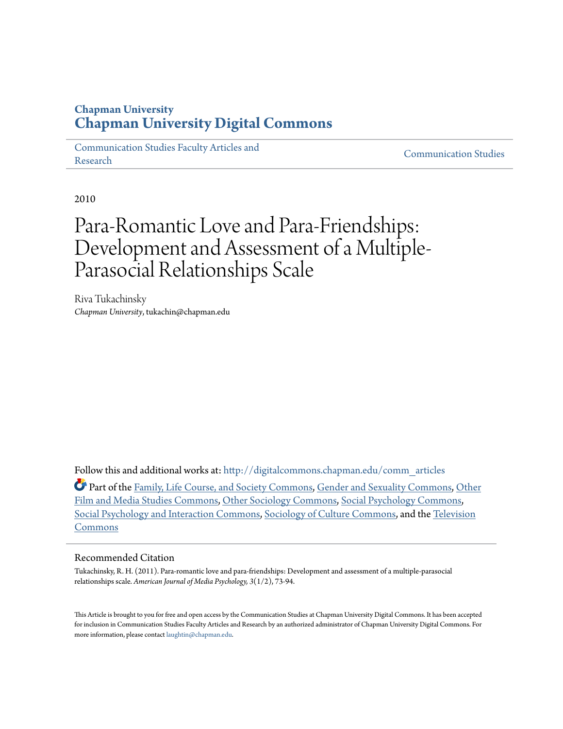**Chapman University**
**Chapman University Digital Commons**

Communication Studies Faculty Articles and Research | Communication Studies

2010

# Para-Romantic Love and Para-Friendships: Development and Assessment of a Multiple-Parasocial Relationships Scale

Riva Tukachinsky
*Chapman University*, tukachin@chapman.edu

Follow this and additional works at: http://digitalcommons.chapman.edu/comm_articles

Part of the Family, Life Course, and Society Commons, Gender and Sexuality Commons, Other Film and Media Studies Commons, Other Sociology Commons, Social Psychology Commons, Social Psychology and Interaction Commons, Sociology of Culture Commons, and the Television Commons

## Recommended Citation

Tukachinsky, R. H. (2011). Para-romantic love and para-friendships: Development and assessment of a multiple-parasocial relationships scale. *American Journal of Media Psychology,* 3(1/2), 73-94.

This Article is brought to you for free and open access by the Communication Studies at Chapman University Digital Commons. It has been accepted for inclusion in Communication Studies Faculty Articles and Research by an authorized administrator of Chapman University Digital Commons. For more information, please contact laughtin@chapman.edu.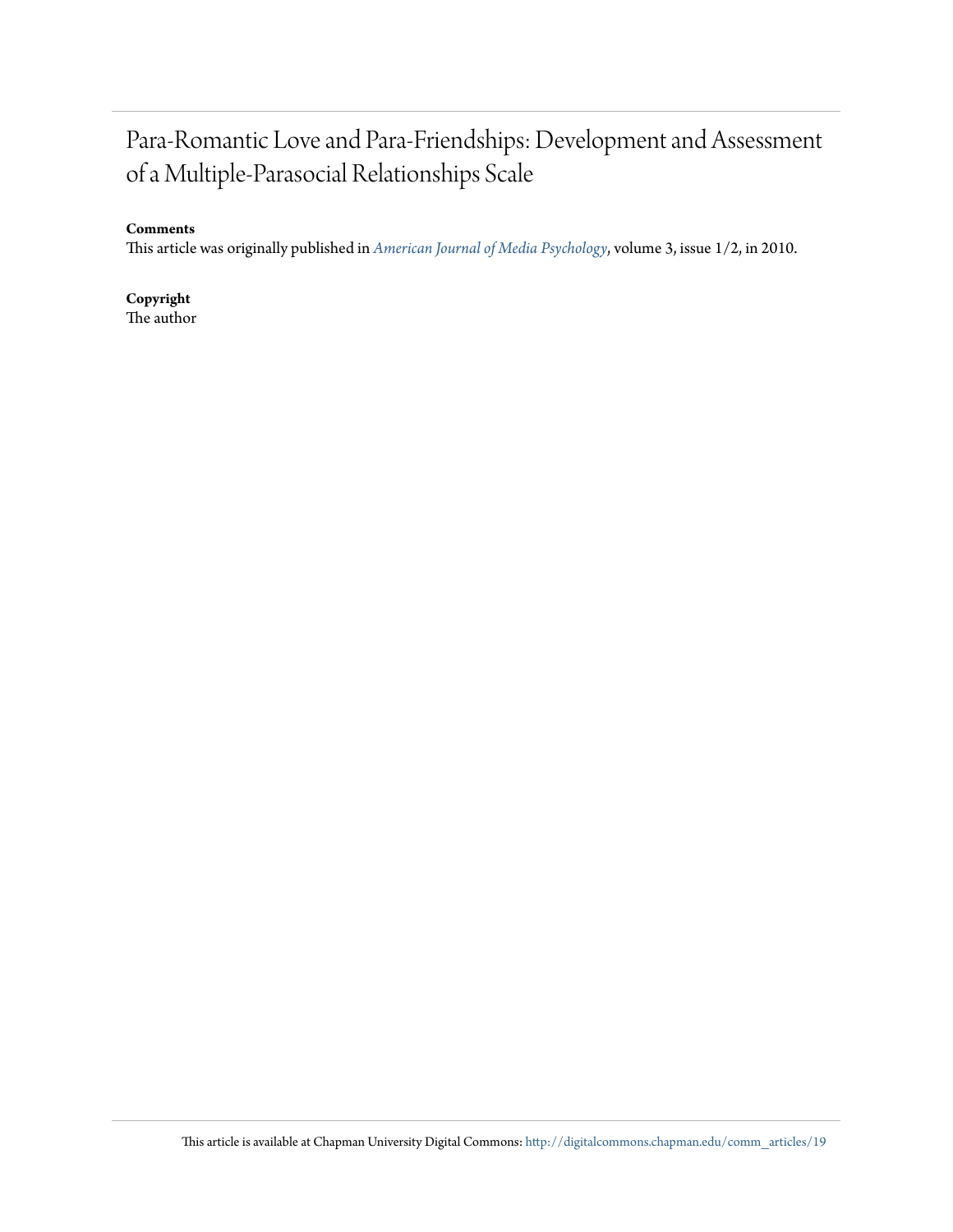# Para-Romantic Love and Para-Friendships: Development and Assessment of a Multiple-Parasocial Relationships Scale

**Comments**

This article was originally published in *American Journal of Media Psychology*, volume 3, issue 1/2, in 2010.

**Copyright**

The author

This article is available at Chapman University Digital Commons: http://digitalcommons.chapman.edu/comm_articles/19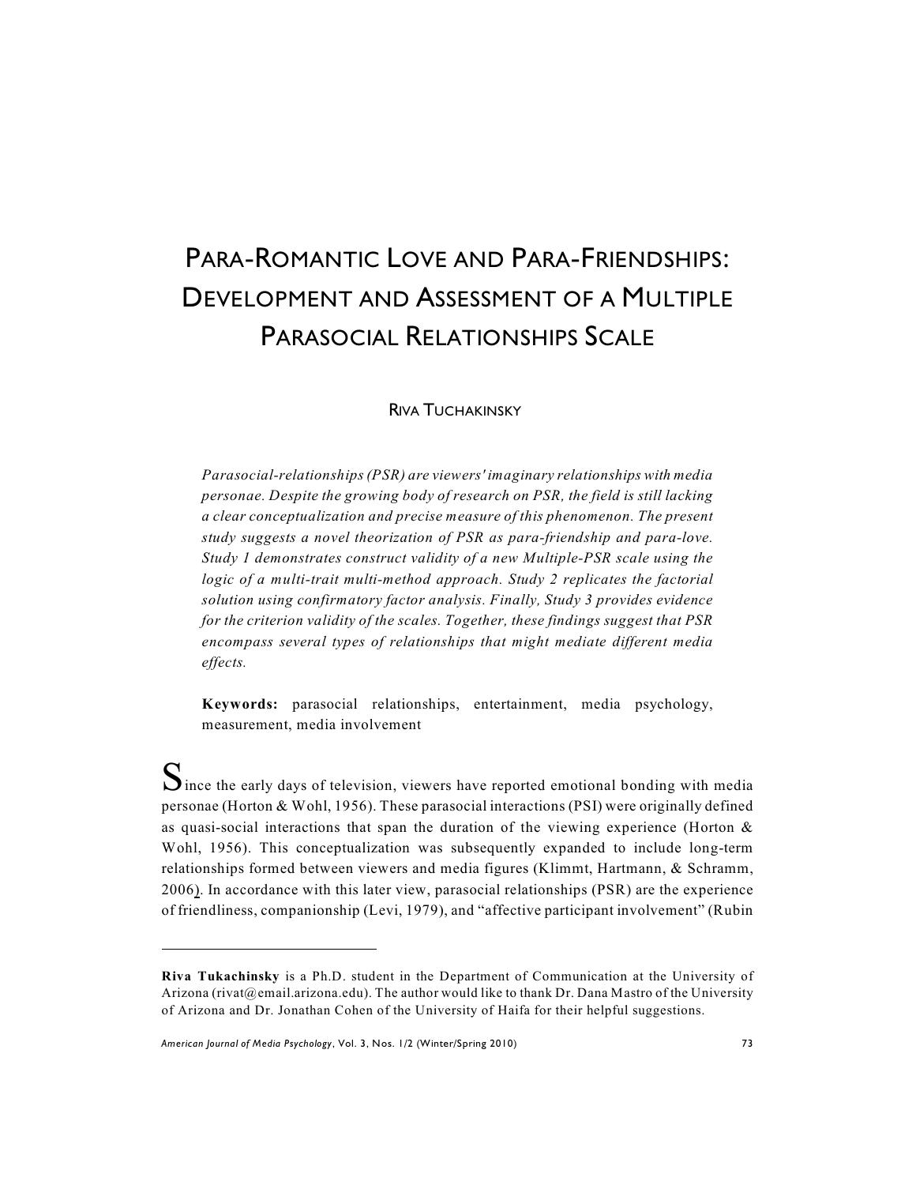# PARA-ROMANTIC LOVE AND PARA-FRIENDSHIPS: DEVELOPMENT AND ASSESSMENT OF A MULTIPLE PARASOCIAL RELATIONSHIPS SCALE

RIVA TUCHAKINSKY

*Parasocial-relationships (PSR) are viewers' imaginary relationships with media personae. Despite the growing body of research on PSR, the field is still lacking a clear conceptualization and precise measure of this phenomenon. The present study suggests a novel theorization of PSR as para-friendship and para-love. Study 1 demonstrates construct validity of a new Multiple-PSR scale using the logic of a multi-trait multi-method approach. Study 2 replicates the factorial solution using confirmatory factor analysis. Finally, Study 3 provides evidence for the criterion validity of the scales. Together, these findings suggest that PSR encompass several types of relationships that might mediate different media effects.*

**Keywords:** parasocial relationships, entertainment, media psychology, measurement, media involvement

Since the early days of television, viewers have reported emotional bonding with media personae (Horton & Wohl, 1956). These parasocial interactions (PSI) were originally defined as quasi-social interactions that span the duration of the viewing experience (Horton & Wohl, 1956). This conceptualization was subsequently expanded to include long-term relationships formed between viewers and media figures (Klimmt, Hartmann, & Schramm, 2006). In accordance with this later view, parasocial relationships (PSR) are the experience of friendliness, companionship (Levi, 1979), and "affective participant involvement" (Rubin

---

**Riva Tukachinsky** is a Ph.D. student in the Department of Communication at the University of Arizona (rivat@email.arizona.edu). The author would like to thank Dr. Dana Mastro of the University of Arizona and Dr. Jonathan Cohen of the University of Haifa for their helpful suggestions.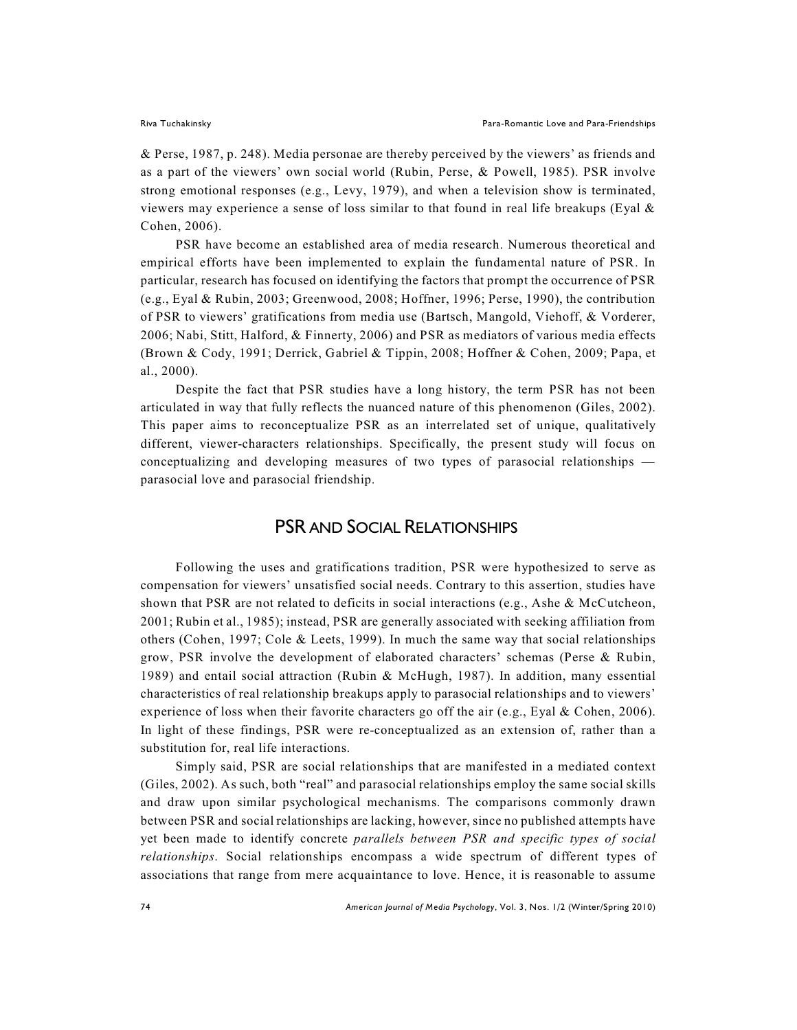& Perse, 1987, p. 248). Media personae are thereby perceived by the viewers' as friends and as a part of the viewers' own social world (Rubin, Perse, & Powell, 1985). PSR involve strong emotional responses (e.g., Levy, 1979), and when a television show is terminated, viewers may experience a sense of loss similar to that found in real life breakups (Eyal & Cohen, 2006).

PSR have become an established area of media research. Numerous theoretical and empirical efforts have been implemented to explain the fundamental nature of PSR. In particular, research has focused on identifying the factors that prompt the occurrence of PSR (e.g., Eyal & Rubin, 2003; Greenwood, 2008; Hoffner, 1996; Perse, 1990), the contribution of PSR to viewers' gratifications from media use (Bartsch, Mangold, Viehoff, & Vorderer, 2006; Nabi, Stitt, Halford, & Finnerty, 2006) and PSR as mediators of various media effects (Brown & Cody, 1991; Derrick, Gabriel & Tippin, 2008; Hoffner & Cohen, 2009; Papa, et al., 2000).

Despite the fact that PSR studies have a long history, the term PSR has not been articulated in way that fully reflects the nuanced nature of this phenomenon (Giles, 2002). This paper aims to reconceptualize PSR as an interrelated set of unique, qualitatively different, viewer-characters relationships. Specifically, the present study will focus on conceptualizing and developing measures of two types of parasocial relationships — parasocial love and parasocial friendship.

## PSR and Social Relationships

Following the uses and gratifications tradition, PSR were hypothesized to serve as compensation for viewers' unsatisfied social needs. Contrary to this assertion, studies have shown that PSR are not related to deficits in social interactions (e.g., Ashe & McCutcheon, 2001; Rubin et al., 1985); instead, PSR are generally associated with seeking affiliation from others (Cohen, 1997; Cole & Leets, 1999). In much the same way that social relationships grow, PSR involve the development of elaborated characters' schemas (Perse & Rubin, 1989) and entail social attraction (Rubin & McHugh, 1987). In addition, many essential characteristics of real relationship breakups apply to parasocial relationships and to viewers' experience of loss when their favorite characters go off the air (e.g., Eyal & Cohen, 2006). In light of these findings, PSR were re-conceptualized as an extension of, rather than a substitution for, real life interactions.

Simply said, PSR are social relationships that are manifested in a mediated context (Giles, 2002). As such, both "real" and parasocial relationships employ the same social skills and draw upon similar psychological mechanisms. The comparisons commonly drawn between PSR and social relationships are lacking, however, since no published attempts have yet been made to identify concrete *parallels between PSR and specific types of social relationships*. Social relationships encompass a wide spectrum of different types of associations that range from mere acquaintance to love. Hence, it is reasonable to assume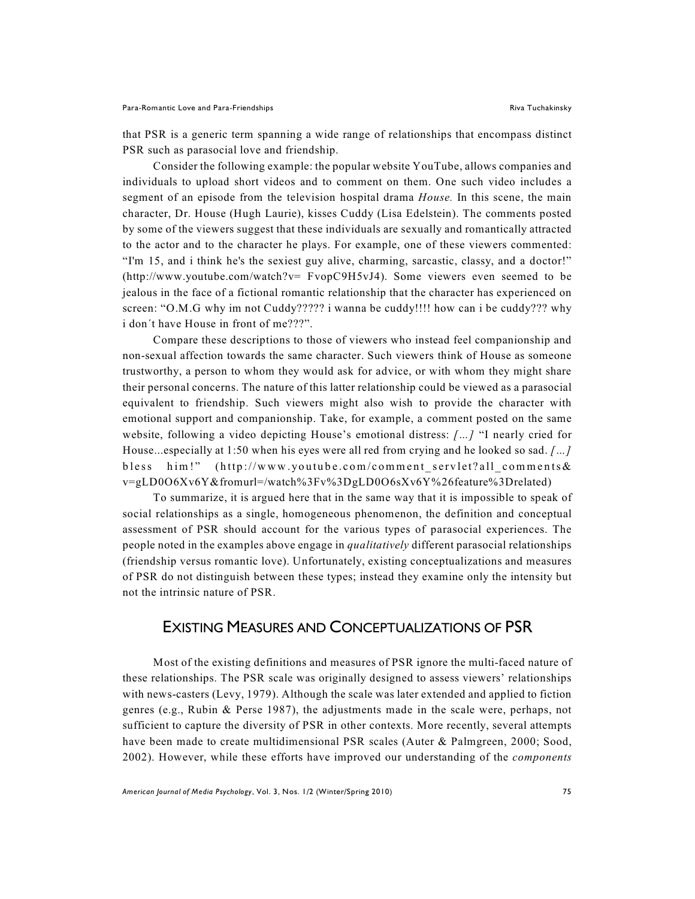that PSR is a generic term spanning a wide range of relationships that encompass distinct PSR such as parasocial love and friendship.

Consider the following example: the popular website YouTube, allows companies and individuals to upload short videos and to comment on them. One such video includes a segment of an episode from the television hospital drama *House.* In this scene, the main character, Dr. House (Hugh Laurie), kisses Cuddy (Lisa Edelstein). The comments posted by some of the viewers suggest that these individuals are sexually and romantically attracted to the actor and to the character he plays. For example, one of these viewers commented: "I'm 15, and i think he's the sexiest guy alive, charming, sarcastic, classy, and a doctor!" (http://www.youtube.com/watch?v= FvopC9H5vJ4). Some viewers even seemed to be jealous in the face of a fictional romantic relationship that the character has experienced on screen: "O.M.G why im not Cuddy????? i wanna be cuddy!!!! how can i be cuddy??? why i don´t have House in front of me???".

Compare these descriptions to those of viewers who instead feel companionship and non-sexual affection towards the same character. Such viewers think of House as someone trustworthy, a person to whom they would ask for advice, or with whom they might share their personal concerns. The nature of this latter relationship could be viewed as a parasocial equivalent to friendship. Such viewers might also wish to provide the character with emotional support and companionship. Take, for example, a comment posted on the same website, following a video depicting House's emotional distress: *[…]* "I nearly cried for House...especially at 1:50 when his eyes were all red from crying and he looked so sad. *[…]* bless him!" (http://www.youtube.com/comment_servlet?all_comments&v=gLD0O6Xv6Y&fromurl=/watch%3Fv%3DgLD0O6sXv6Y%26feature%3Drelated)

To summarize, it is argued here that in the same way that it is impossible to speak of social relationships as a single, homogeneous phenomenon, the definition and conceptual assessment of PSR should account for the various types of parasocial experiences. The people noted in the examples above engage in *qualitatively* different parasocial relationships (friendship versus romantic love). Unfortunately, existing conceptualizations and measures of PSR do not distinguish between these types; instead they examine only the intensity but not the intrinsic nature of PSR.

## EXISTING MEASURES AND CONCEPTUALIZATIONS OF PSR

Most of the existing definitions and measures of PSR ignore the multi-faced nature of these relationships. The PSR scale was originally designed to assess viewers' relationships with news-casters (Levy, 1979). Although the scale was later extended and applied to fiction genres (e.g., Rubin & Perse 1987), the adjustments made in the scale were, perhaps, not sufficient to capture the diversity of PSR in other contexts. More recently, several attempts have been made to create multidimensional PSR scales (Auter & Palmgreen, 2000; Sood, 2002). However, while these efforts have improved our understanding of the *components*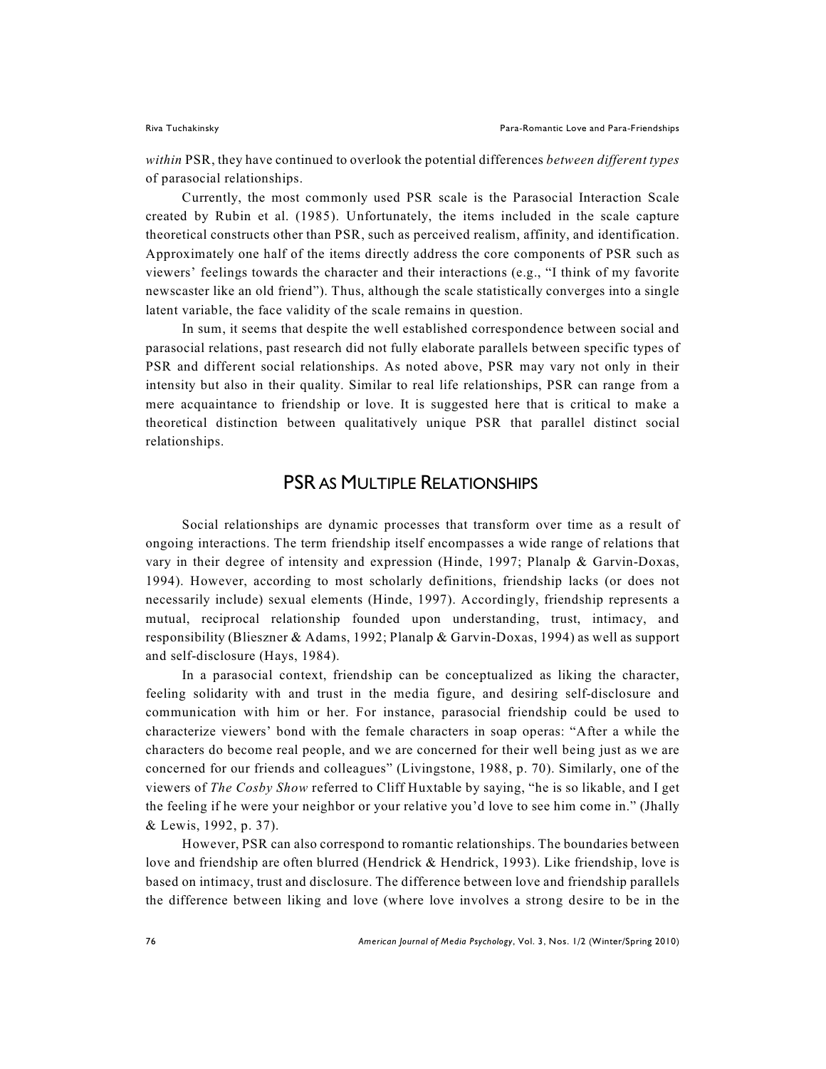*within* PSR, they have continued to overlook the potential differences *between different types* of parasocial relationships.

Currently, the most commonly used PSR scale is the Parasocial Interaction Scale created by Rubin et al. (1985). Unfortunately, the items included in the scale capture theoretical constructs other than PSR, such as perceived realism, affinity, and identification. Approximately one half of the items directly address the core components of PSR such as viewers' feelings towards the character and their interactions (e.g., "I think of my favorite newscaster like an old friend"). Thus, although the scale statistically converges into a single latent variable, the face validity of the scale remains in question.

In sum, it seems that despite the well established correspondence between social and parasocial relations, past research did not fully elaborate parallels between specific types of PSR and different social relationships. As noted above, PSR may vary not only in their intensity but also in their quality. Similar to real life relationships, PSR can range from a mere acquaintance to friendship or love. It is suggested here that is critical to make a theoretical distinction between qualitatively unique PSR that parallel distinct social relationships.

## PSR AS MULTIPLE RELATIONSHIPS

Social relationships are dynamic processes that transform over time as a result of ongoing interactions. The term friendship itself encompasses a wide range of relations that vary in their degree of intensity and expression (Hinde, 1997; Planalp & Garvin-Doxas, 1994). However, according to most scholarly definitions, friendship lacks (or does not necessarily include) sexual elements (Hinde, 1997). Accordingly, friendship represents a mutual, reciprocal relationship founded upon understanding, trust, intimacy, and responsibility (Blieszner & Adams, 1992; Planalp & Garvin-Doxas, 1994) as well as support and self-disclosure (Hays, 1984).

In a parasocial context, friendship can be conceptualized as liking the character, feeling solidarity with and trust in the media figure, and desiring self-disclosure and communication with him or her. For instance, parasocial friendship could be used to characterize viewers' bond with the female characters in soap operas: "After a while the characters do become real people, and we are concerned for their well being just as we are concerned for our friends and colleagues" (Livingstone, 1988, p. 70). Similarly, one of the viewers of *The Cosby Show* referred to Cliff Huxtable by saying, "he is so likable, and I get the feeling if he were your neighbor or your relative you'd love to see him come in." (Jhally & Lewis, 1992, p. 37).

However, PSR can also correspond to romantic relationships. The boundaries between love and friendship are often blurred (Hendrick & Hendrick, 1993). Like friendship, love is based on intimacy, trust and disclosure. The difference between love and friendship parallels the difference between liking and love (where love involves a strong desire to be in the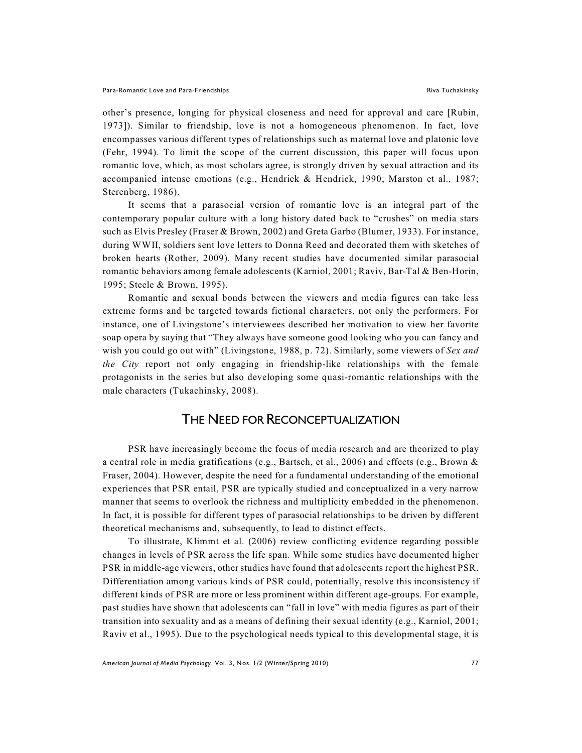other's presence, longing for physical closeness and need for approval and care [Rubin, 1973]). Similar to friendship, love is not a homogeneous phenomenon. In fact, love encompasses various different types of relationships such as maternal love and platonic love (Fehr, 1994). To limit the scope of the current discussion, this paper will focus upon romantic love, which, as most scholars agree, is strongly driven by sexual attraction and its accompanied intense emotions (e.g., Hendrick & Hendrick, 1990; Marston et al., 1987; Sterenberg, 1986).

It seems that a parasocial version of romantic love is an integral part of the contemporary popular culture with a long history dated back to "crushes" on media stars such as Elvis Presley (Fraser & Brown, 2002) and Greta Garbo (Blumer, 1933). For instance, during WWII, soldiers sent love letters to Donna Reed and decorated them with sketches of broken hearts (Rother, 2009). Many recent studies have documented similar parasocial romantic behaviors among female adolescents (Karniol, 2001; Raviv, Bar-Tal & Ben-Horin, 1995; Steele & Brown, 1995).

Romantic and sexual bonds between the viewers and media figures can take less extreme forms and be targeted towards fictional characters, not only the performers. For instance, one of Livingstone's interviewees described her motivation to view her favorite soap opera by saying that "They always have someone good looking who you can fancy and wish you could go out with" (Livingstone, 1988, p. 72). Similarly, some viewers of *Sex and the City* report not only engaging in friendship-like relationships with the female protagonists in the series but also developing some quasi-romantic relationships with the male characters (Tukachinsky, 2008).

## The Need for Reconceptualization

PSR have increasingly become the focus of media research and are theorized to play a central role in media gratifications (e.g., Bartsch, et al., 2006) and effects (e.g., Brown & Fraser, 2004). However, despite the need for a fundamental understanding of the emotional experiences that PSR entail, PSR are typically studied and conceptualized in a very narrow manner that seems to overlook the richness and multiplicity embedded in the phenomenon. In fact, it is possible for different types of parasocial relationships to be driven by different theoretical mechanisms and, subsequently, to lead to distinct effects.

To illustrate, Klimmt et al. (2006) review conflicting evidence regarding possible changes in levels of PSR across the life span. While some studies have documented higher PSR in middle-age viewers, other studies have found that adolescents report the highest PSR. Differentiation among various kinds of PSR could, potentially, resolve this inconsistency if different kinds of PSR are more or less prominent within different age-groups. For example, past studies have shown that adolescents can "fall in love" with media figures as part of their transition into sexuality and as a means of defining their sexual identity (e.g., Karniol, 2001; Raviv et al., 1995). Due to the psychological needs typical to this developmental stage, it is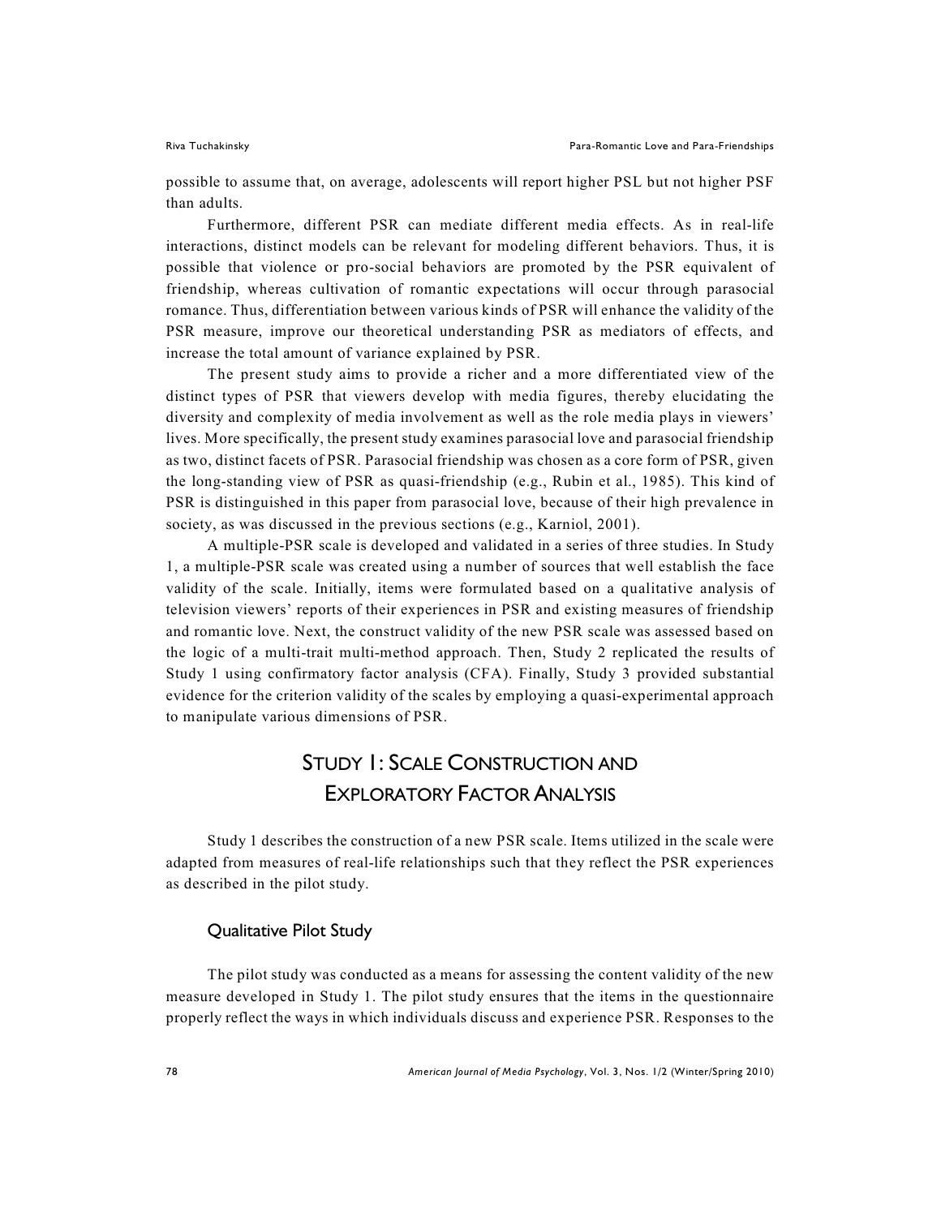possible to assume that, on average, adolescents will report higher PSL but not higher PSF than adults.

Furthermore, different PSR can mediate different media effects. As in real-life interactions, distinct models can be relevant for modeling different behaviors. Thus, it is possible that violence or pro-social behaviors are promoted by the PSR equivalent of friendship, whereas cultivation of romantic expectations will occur through parasocial romance. Thus, differentiation between various kinds of PSR will enhance the validity of the PSR measure, improve our theoretical understanding PSR as mediators of effects, and increase the total amount of variance explained by PSR.

The present study aims to provide a richer and a more differentiated view of the distinct types of PSR that viewers develop with media figures, thereby elucidating the diversity and complexity of media involvement as well as the role media plays in viewers' lives. More specifically, the present study examines parasocial love and parasocial friendship as two, distinct facets of PSR. Parasocial friendship was chosen as a core form of PSR, given the long-standing view of PSR as quasi-friendship (e.g., Rubin et al., 1985). This kind of PSR is distinguished in this paper from parasocial love, because of their high prevalence in society, as was discussed in the previous sections (e.g., Karniol, 2001).

A multiple-PSR scale is developed and validated in a series of three studies. In Study 1, a multiple-PSR scale was created using a number of sources that well establish the face validity of the scale. Initially, items were formulated based on a qualitative analysis of television viewers' reports of their experiences in PSR and existing measures of friendship and romantic love. Next, the construct validity of the new PSR scale was assessed based on the logic of a multi-trait multi-method approach. Then, Study 2 replicated the results of Study 1 using confirmatory factor analysis (CFA). Finally, Study 3 provided substantial evidence for the criterion validity of the scales by employing a quasi-experimental approach to manipulate various dimensions of PSR.

## Study 1: Scale Construction and Exploratory Factor Analysis

Study 1 describes the construction of a new PSR scale. Items utilized in the scale were adapted from measures of real-life relationships such that they reflect the PSR experiences as described in the pilot study.

### Qualitative Pilot Study

The pilot study was conducted as a means for assessing the content validity of the new measure developed in Study 1. The pilot study ensures that the items in the questionnaire properly reflect the ways in which individuals discuss and experience PSR. Responses to the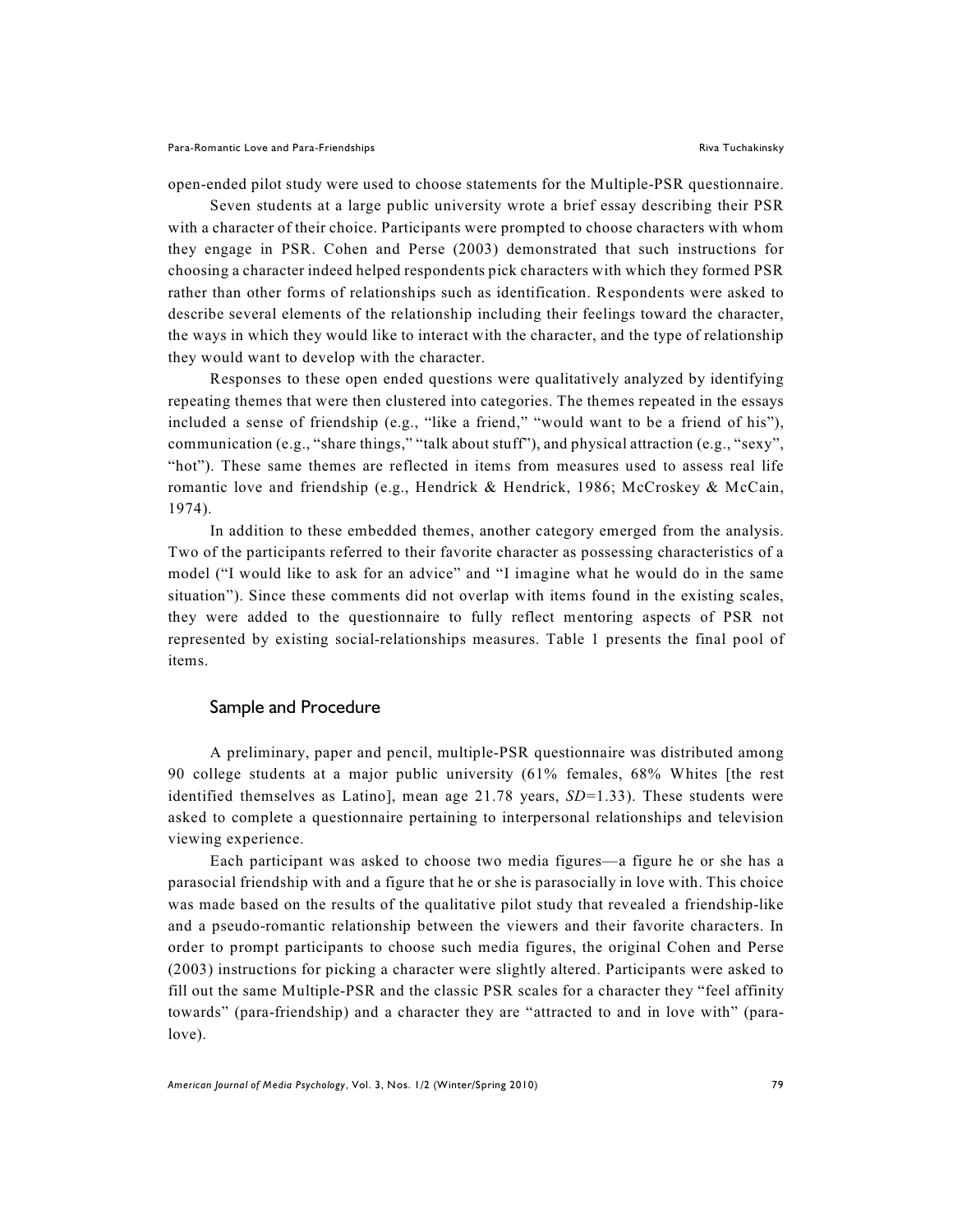open-ended pilot study were used to choose statements for the Multiple-PSR questionnaire.

Seven students at a large public university wrote a brief essay describing their PSR with a character of their choice. Participants were prompted to choose characters with whom they engage in PSR. Cohen and Perse (2003) demonstrated that such instructions for choosing a character indeed helped respondents pick characters with which they formed PSR rather than other forms of relationships such as identification. Respondents were asked to describe several elements of the relationship including their feelings toward the character, the ways in which they would like to interact with the character, and the type of relationship they would want to develop with the character.

Responses to these open ended questions were qualitatively analyzed by identifying repeating themes that were then clustered into categories. The themes repeated in the essays included a sense of friendship (e.g., "like a friend," "would want to be a friend of his"), communication (e.g., "share things," "talk about stuff"), and physical attraction (e.g., "sexy", "hot"). These same themes are reflected in items from measures used to assess real life romantic love and friendship (e.g., Hendrick & Hendrick, 1986; McCroskey & McCain, 1974).

In addition to these embedded themes, another category emerged from the analysis. Two of the participants referred to their favorite character as possessing characteristics of a model ("I would like to ask for an advice" and "I imagine what he would do in the same situation"). Since these comments did not overlap with items found in the existing scales, they were added to the questionnaire to fully reflect mentoring aspects of PSR not represented by existing social-relationships measures. Table 1 presents the final pool of items.

## Sample and Procedure

A preliminary, paper and pencil, multiple-PSR questionnaire was distributed among 90 college students at a major public university (61% females, 68% Whites [the rest identified themselves as Latino], mean age 21.78 years, *SD*=1.33). These students were asked to complete a questionnaire pertaining to interpersonal relationships and television viewing experience.

Each participant was asked to choose two media figures—a figure he or she has a parasocial friendship with and a figure that he or she is parasocially in love with. This choice was made based on the results of the qualitative pilot study that revealed a friendship-like and a pseudo-romantic relationship between the viewers and their favorite characters. In order to prompt participants to choose such media figures, the original Cohen and Perse (2003) instructions for picking a character were slightly altered. Participants were asked to fill out the same Multiple-PSR and the classic PSR scales for a character they "feel affinity towards" (para-friendship) and a character they are "attracted to and in love with" (para-love).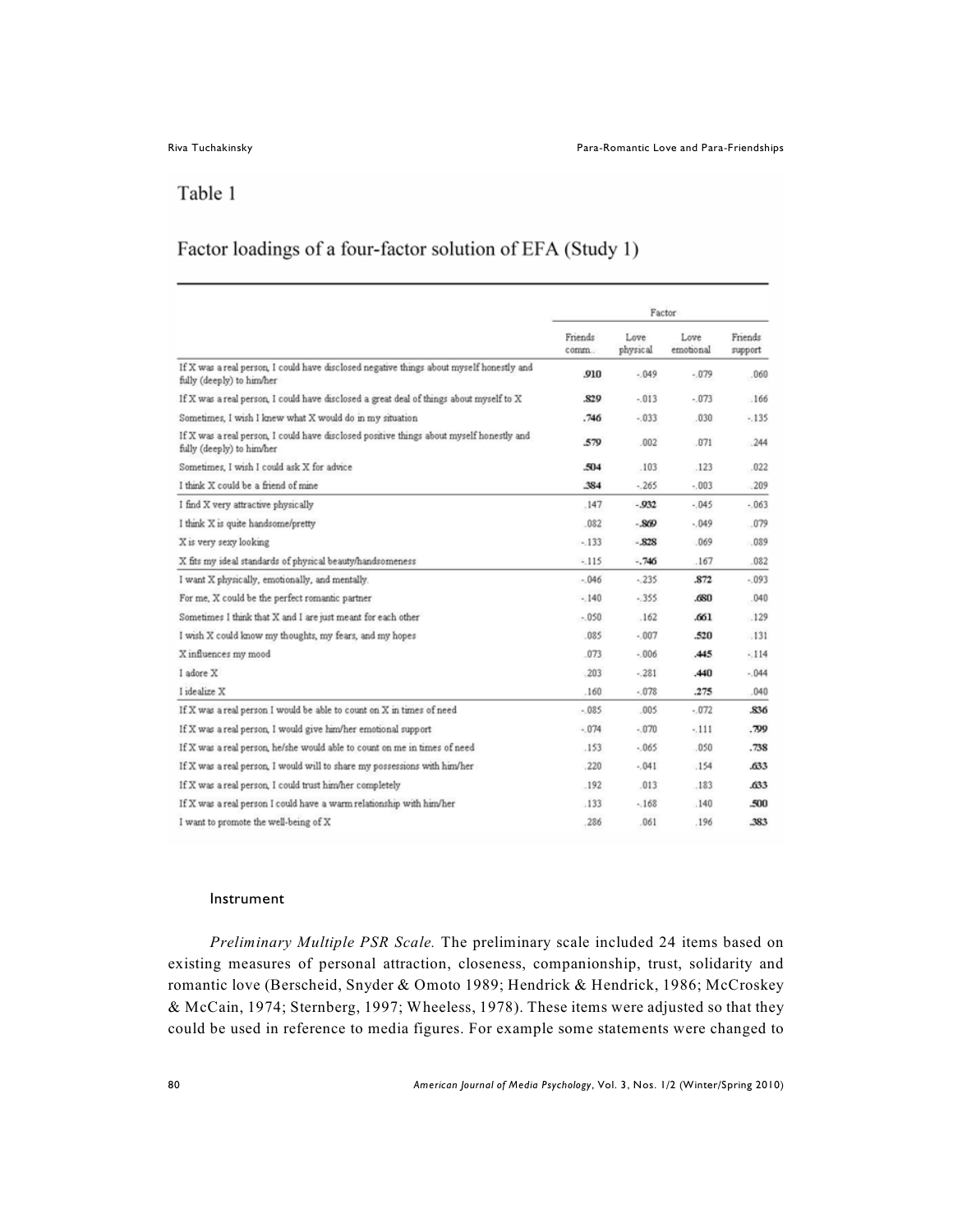# Table 1

## Factor loadings of a four-factor solution of EFA (Study 1)

| | Factor | | | |
|---|---|---|---|---|
| | Friends comm. | Love physical | Love emotional | Friends support |
| If X was a real person, I could have disclosed negative things about myself honestly and fully (deeply) to him/her | **.910** | -.049 | -.079 | .060 |
| If X was a real person, I could have disclosed a great deal of things about myself to X | **.829** | -.013 | -.073 | .166 |
| Sometimes, I wish I knew what X would do in my situation | **.746** | -.033 | .030 | -.135 |
| If X was a real person, I could have disclosed positive things about myself honestly and fully (deeply) to him/her | **.579** | .002 | .071 | .244 |
| Sometimes, I wish I could ask X for advice | **.504** | .103 | .123 | .022 |
| I think X could be a friend of mine | **.384** | -.265 | -.003 | .209 |
| I find X very attractive physically | .147 | **-.932** | -.045 | -.063 |
| I think X is quite handsome/pretty | .082 | **-.869** | -.049 | .079 |
| X is very sexy looking | -.133 | **-.828** | .069 | .089 |
| X fits my ideal standards of physical beauty/handsomeness | -.115 | **-.746** | .167 | .082 |
| I want X physically, emotionally, and mentally. | -.046 | -.235 | **.872** | -.093 |
| For me, X could be the perfect romantic partner | -.140 | -.355 | **.680** | .040 |
| Sometimes I think that X and I are just meant for each other | -.050 | .162 | **.661** | .129 |
| I wish X could know my thoughts, my fears, and my hopes | .085 | -.007 | **.520** | .131 |
| X influences my mood | .073 | -.006 | **.445** | -.114 |
| I adore X | .203 | -.281 | **.440** | -.044 |
| I idealize X | .160 | -.078 | **.275** | .040 |
| If X was a real person I would be able to count on X in times of need | -.085 | .005 | -.072 | **.836** |
| If X was a real person, I would give him/her emotional support | -.074 | -.070 | -.111 | **.799** |
| If X was a real person, he/she would able to count on me in times of need | .153 | -.065 | .050 | **.738** |
| If X was a real person, I would will to share my possessions with him/her | .220 | -.041 | .154 | **.633** |
| If X was a real person, I could trust him/her completely | .192 | .013 | .183 | **.633** |
| If X was a real person I could have a warm relationship with him/her | .133 | -.168 | .140 | **.500** |
| I want to promote the well-being of X | .286 | .061 | .196 | **.383** |

### Instrument

*Preliminary Multiple PSR Scale.* The preliminary scale included 24 items based on existing measures of personal attraction, closeness, companionship, trust, solidarity and romantic love (Berscheid, Snyder & Omoto 1989; Hendrick & Hendrick, 1986; McCroskey & McCain, 1974; Sternberg, 1997; Wheeless, 1978). These items were adjusted so that they could be used in reference to media figures. For example some statements were changed to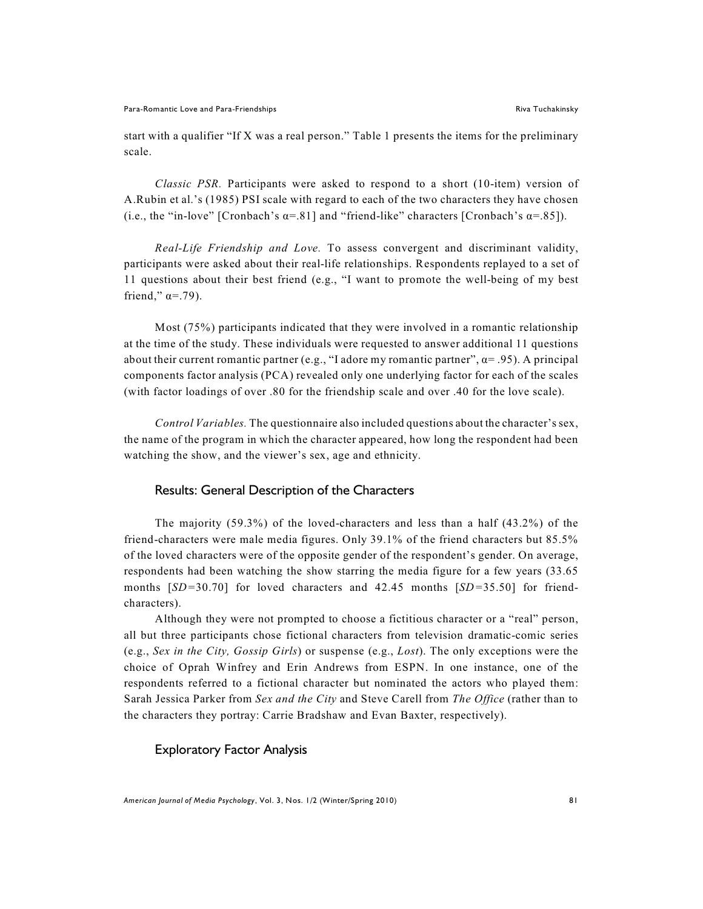start with a qualifier "If X was a real person." Table 1 presents the items for the preliminary scale.

*Classic PSR.* Participants were asked to respond to a short (10-item) version of A.Rubin et al.'s (1985) PSI scale with regard to each of the two characters they have chosen (i.e., the "in-love" [Cronbach's $\alpha$=.81] and "friend-like" characters [Cronbach's $\alpha$=.85]).

*Real-Life Friendship and Love.* To assess convergent and discriminant validity, participants were asked about their real-life relationships. Respondents replayed to a set of 11 questions about their best friend (e.g., "I want to promote the well-being of my best friend," $\alpha$=.79).

Most (75%) participants indicated that they were involved in a romantic relationship at the time of the study. These individuals were requested to answer additional 11 questions about their current romantic partner (e.g., "I adore my romantic partner", $\alpha$= .95). A principal components factor analysis (PCA) revealed only one underlying factor for each of the scales (with factor loadings of over .80 for the friendship scale and over .40 for the love scale).

*Control Variables.* The questionnaire also included questions about the character's sex, the name of the program in which the character appeared, how long the respondent had been watching the show, and the viewer's sex, age and ethnicity.

## Results: General Description of the Characters

The majority (59.3%) of the loved-characters and less than a half (43.2%) of the friend-characters were male media figures. Only 39.1% of the friend characters but 85.5% of the loved characters were of the opposite gender of the respondent's gender. On average, respondents had been watching the show starring the media figure for a few years (33.65 months [*SD*=30.70] for loved characters and 42.45 months [*SD*=35.50] for friend-characters).

Although they were not prompted to choose a fictitious character or a "real" person, all but three participants chose fictional characters from television dramatic-comic series (e.g., *Sex in the City, Gossip Girls*) or suspense (e.g., *Lost*). The only exceptions were the choice of Oprah Winfrey and Erin Andrews from ESPN. In one instance, one of the respondents referred to a fictional character but nominated the actors who played them: Sarah Jessica Parker from *Sex and the City* and Steve Carell from *The Office* (rather than to the characters they portray: Carrie Bradshaw and Evan Baxter, respectively).

## Exploratory Factor Analysis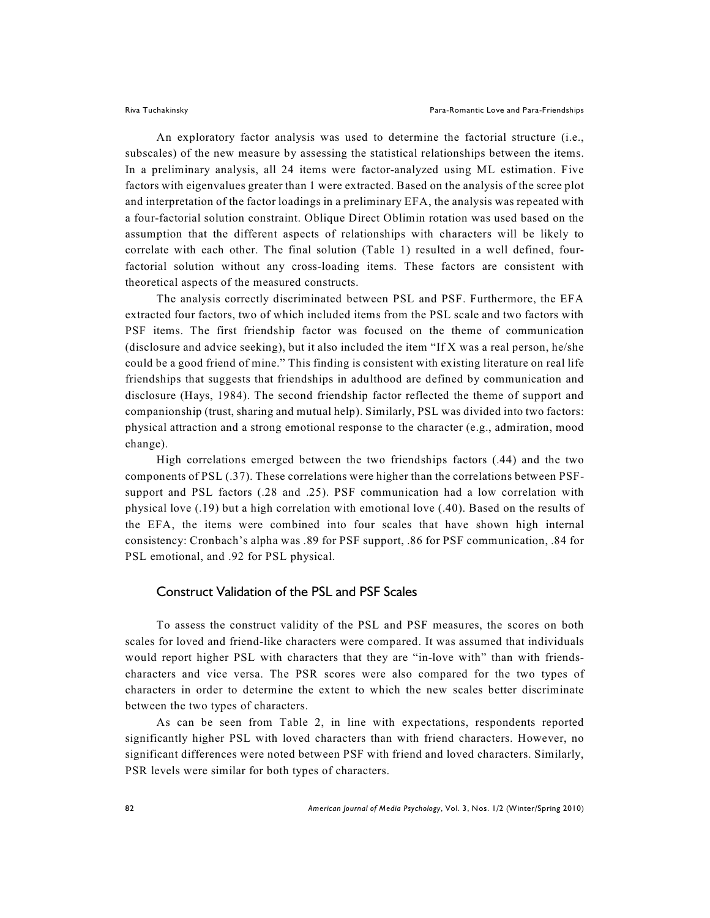An exploratory factor analysis was used to determine the factorial structure (i.e., subscales) of the new measure by assessing the statistical relationships between the items. In a preliminary analysis, all 24 items were factor-analyzed using ML estimation. Five factors with eigenvalues greater than 1 were extracted. Based on the analysis of the scree plot and interpretation of the factor loadings in a preliminary EFA, the analysis was repeated with a four-factorial solution constraint. Oblique Direct Oblimin rotation was used based on the assumption that the different aspects of relationships with characters will be likely to correlate with each other. The final solution (Table 1) resulted in a well defined, four-factorial solution without any cross-loading items. These factors are consistent with theoretical aspects of the measured constructs.

The analysis correctly discriminated between PSL and PSF. Furthermore, the EFA extracted four factors, two of which included items from the PSL scale and two factors with PSF items. The first friendship factor was focused on the theme of communication (disclosure and advice seeking), but it also included the item "If X was a real person, he/she could be a good friend of mine." This finding is consistent with existing literature on real life friendships that suggests that friendships in adulthood are defined by communication and disclosure (Hays, 1984). The second friendship factor reflected the theme of support and companionship (trust, sharing and mutual help). Similarly, PSL was divided into two factors: physical attraction and a strong emotional response to the character (e.g., admiration, mood change).

High correlations emerged between the two friendships factors (.44) and the two components of PSL (.37). These correlations were higher than the correlations between PSF-support and PSL factors (.28 and .25). PSF communication had a low correlation with physical love (.19) but a high correlation with emotional love (.40). Based on the results of the EFA, the items were combined into four scales that have shown high internal consistency: Cronbach's alpha was .89 for PSF support, .86 for PSF communication, .84 for PSL emotional, and .92 for PSL physical.

## Construct Validation of the PSL and PSF Scales

To assess the construct validity of the PSL and PSF measures, the scores on both scales for loved and friend-like characters were compared. It was assumed that individuals would report higher PSL with characters that they are "in-love with" than with friends-characters and vice versa. The PSR scores were also compared for the two types of characters in order to determine the extent to which the new scales better discriminate between the two types of characters.

As can be seen from Table 2, in line with expectations, respondents reported significantly higher PSL with loved characters than with friend characters. However, no significant differences were noted between PSF with friend and loved characters. Similarly, PSR levels were similar for both types of characters.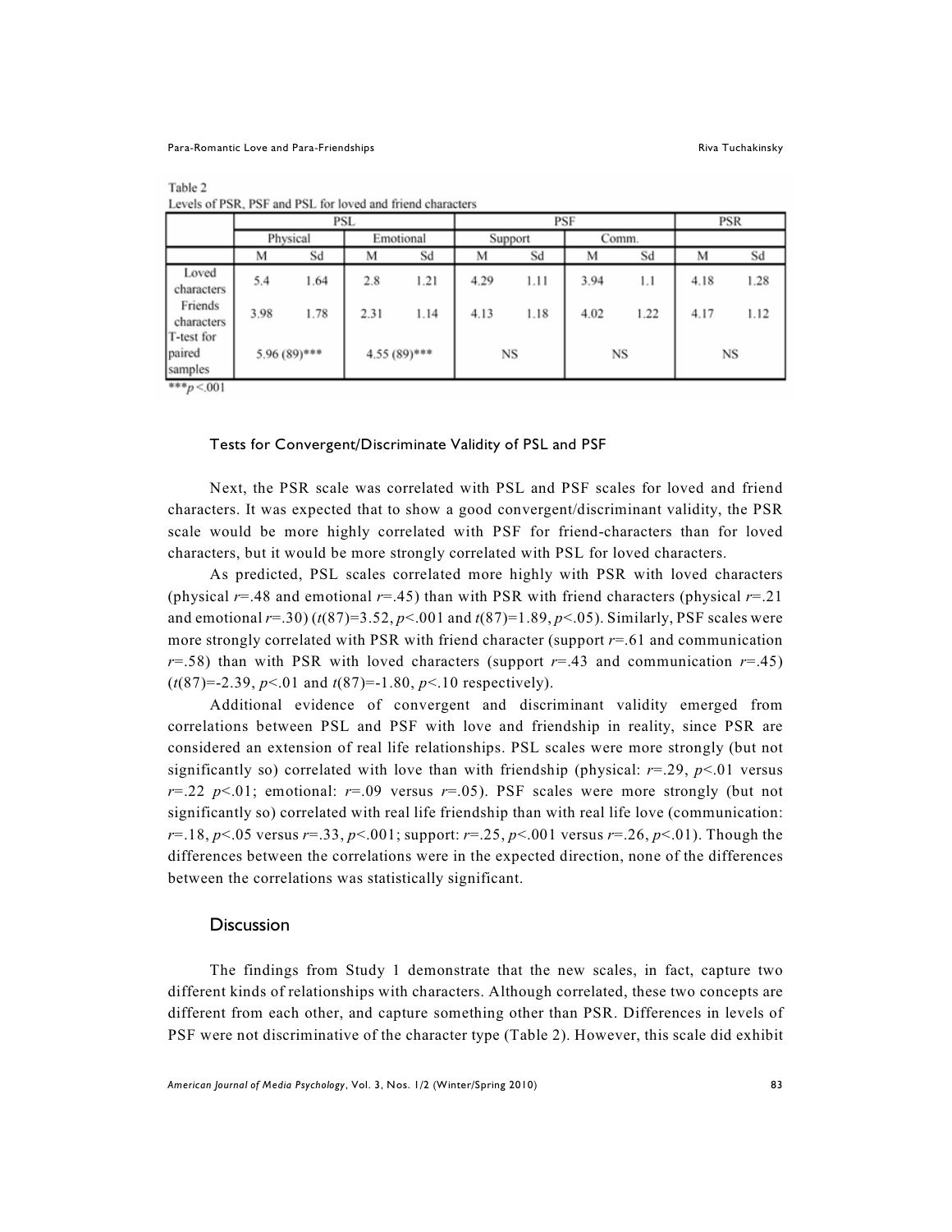Table 2
Levels of PSR, PSF and PSL for loved and friend characters

| | PSL | | | | PSF | | | | PSR | |
|---|---|---|---|---|---|---|---|---|---|---|
| | Physical | | Emotional | | Support | | Comm. | | | |
| | M | Sd | M | Sd | M | Sd | M | Sd | M | Sd |
| Loved characters | 5.4 | 1.64 | 2.8 | 1.21 | 4.29 | 1.11 | 3.94 | 1.1 | 4.18 | 1.28 |
| Friends characters | 3.98 | 1.78 | 2.31 | 1.14 | 4.13 | 1.18 | 4.02 | 1.22 | 4.17 | 1.12 |
| T-test for paired samples | 5.96 (89)*** | | 4.55 (89)*** | | NS | | NS | | NS | |

***$p<.001$

### Tests for Convergent/Discriminate Validity of PSL and PSF

Next, the PSR scale was correlated with PSL and PSF scales for loved and friend characters. It was expected that to show a good convergent/discriminant validity, the PSR scale would be more highly correlated with PSF for friend-characters than for loved characters, but it would be more strongly correlated with PSL for loved characters.

As predicted, PSL scales correlated more highly with PSR with loved characters (physical $r$=.48 and emotional $r$=.45) than with PSR with friend characters (physical $r$=.21 and emotional $r$=.30) ($t(87)$=3.52, $p$<.001 and $t(87)$=1.89, $p$<.05). Similarly, PSF scales were more strongly correlated with PSR with friend character (support $r$=.61 and communication $r$=.58) than with PSR with loved characters (support $r$=.43 and communication $r$=.45) ($t(87)$=-2.39, $p$<.01 and $t(87)$=-1.80, $p$<.10 respectively).

Additional evidence of convergent and discriminant validity emerged from correlations between PSL and PSF with love and friendship in reality, since PSR are considered an extension of real life relationships. PSL scales were more strongly (but not significantly so) correlated with love than with friendship (physical: $r$=.29, $p$<.01 versus $r$=.22 $p$<.01; emotional: $r$=.09 versus $r$=.05). PSF scales were more strongly (but not significantly so) correlated with real life friendship than with real life love (communication: $r$=.18, $p$<.05 versus $r$=.33, $p$<.001; support: $r$=.25, $p$<.001 versus $r$=.26, $p$<.01). Though the differences between the correlations were in the expected direction, none of the differences between the correlations was statistically significant.

## Discussion

The findings from Study 1 demonstrate that the new scales, in fact, capture two different kinds of relationships with characters. Although correlated, these two concepts are different from each other, and capture something other than PSR. Differences in levels of PSF were not discriminative of the character type (Table 2). However, this scale did exhibit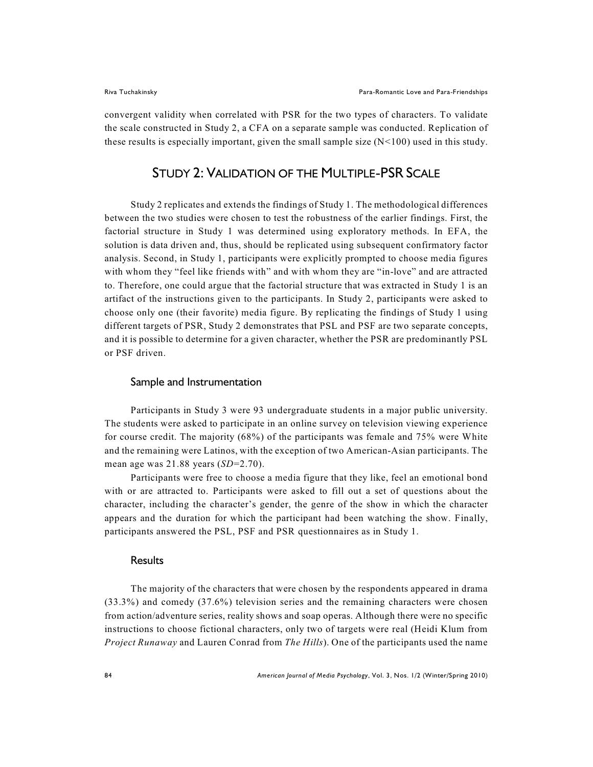convergent validity when correlated with PSR for the two types of characters. To validate the scale constructed in Study 2, a CFA on a separate sample was conducted. Replication of these results is especially important, given the small sample size (N<100) used in this study.

## Study 2: Validation of the Multiple-PSR Scale

Study 2 replicates and extends the findings of Study 1. The methodological differences between the two studies were chosen to test the robustness of the earlier findings. First, the factorial structure in Study 1 was determined using exploratory methods. In EFA, the solution is data driven and, thus, should be replicated using subsequent confirmatory factor analysis. Second, in Study 1, participants were explicitly prompted to choose media figures with whom they "feel like friends with" and with whom they are "in-love" and are attracted to. Therefore, one could argue that the factorial structure that was extracted in Study 1 is an artifact of the instructions given to the participants. In Study 2, participants were asked to choose only one (their favorite) media figure. By replicating the findings of Study 1 using different targets of PSR, Study 2 demonstrates that PSL and PSF are two separate concepts, and it is possible to determine for a given character, whether the PSR are predominantly PSL or PSF driven.

### Sample and Instrumentation

Participants in Study 3 were 93 undergraduate students in a major public university. The students were asked to participate in an online survey on television viewing experience for course credit. The majority (68%) of the participants was female and 75% were White and the remaining were Latinos, with the exception of two American-Asian participants. The mean age was 21.88 years (*SD*=2.70).

Participants were free to choose a media figure that they like, feel an emotional bond with or are attracted to. Participants were asked to fill out a set of questions about the character, including the character's gender, the genre of the show in which the character appears and the duration for which the participant had been watching the show. Finally, participants answered the PSL, PSF and PSR questionnaires as in Study 1.

### Results

The majority of the characters that were chosen by the respondents appeared in drama (33.3%) and comedy (37.6%) television series and the remaining characters were chosen from action/adventure series, reality shows and soap operas. Although there were no specific instructions to choose fictional characters, only two of targets were real (Heidi Klum from *Project Runaway* and Lauren Conrad from *The Hills*). One of the participants used the name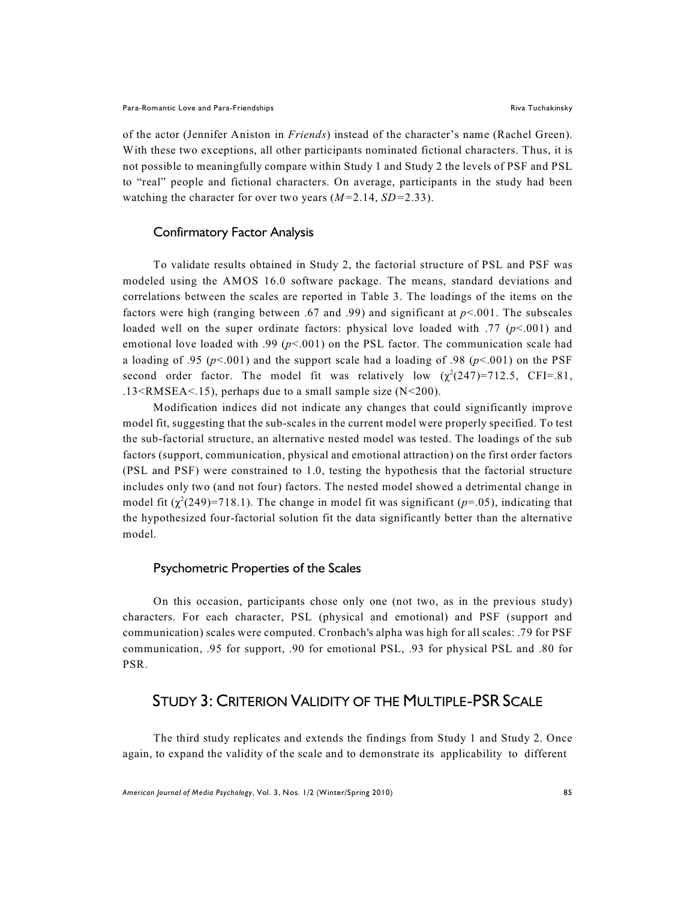of the actor (Jennifer Aniston in *Friends*) instead of the character's name (Rachel Green). With these two exceptions, all other participants nominated fictional characters. Thus, it is not possible to meaningfully compare within Study 1 and Study 2 the levels of PSF and PSL to "real" people and fictional characters. On average, participants in the study had been watching the character for over two years ($M$=2.14, $SD$=2.33).

### Confirmatory Factor Analysis

To validate results obtained in Study 2, the factorial structure of PSL and PSF was modeled using the AMOS 16.0 software package. The means, standard deviations and correlations between the scales are reported in Table 3. The loadings of the items on the factors were high (ranging between .67 and .99) and significant at $p$<.001. The subscales loaded well on the super ordinate factors: physical love loaded with .77 ($p$<.001) and emotional love loaded with .99 ($p$<.001) on the PSL factor. The communication scale had a loading of .95 ($p$<.001) and the support scale had a loading of .98 ($p$<.001) on the PSF second order factor. The model fit was relatively low ($\chi^2(247)=712.5$, CFI=.81, .13<RMSEA<.15), perhaps due to a small sample size (N<200).

Modification indices did not indicate any changes that could significantly improve model fit, suggesting that the sub-scales in the current model were properly specified. To test the sub-factorial structure, an alternative nested model was tested. The loadings of the sub factors (support, communication, physical and emotional attraction) on the first order factors (PSL and PSF) were constrained to 1.0, testing the hypothesis that the factorial structure includes only two (and not four) factors. The nested model showed a detrimental change in model fit ($\chi^2(249)=718.1$). The change in model fit was significant ($p$=.05), indicating that the hypothesized four-factorial solution fit the data significantly better than the alternative model.

### Psychometric Properties of the Scales

On this occasion, participants chose only one (not two, as in the previous study) characters. For each character, PSL (physical and emotional) and PSF (support and communication) scales were computed. Cronbach's alpha was high for all scales: .79 for PSF communication, .95 for support, .90 for emotional PSL, .93 for physical PSL and .80 for PSR.

## STUDY 3: CRITERION VALIDITY OF THE MULTIPLE-PSR SCALE

The third study replicates and extends the findings from Study 1 and Study 2. Once again, to expand the validity of the scale and to demonstrate its applicability to different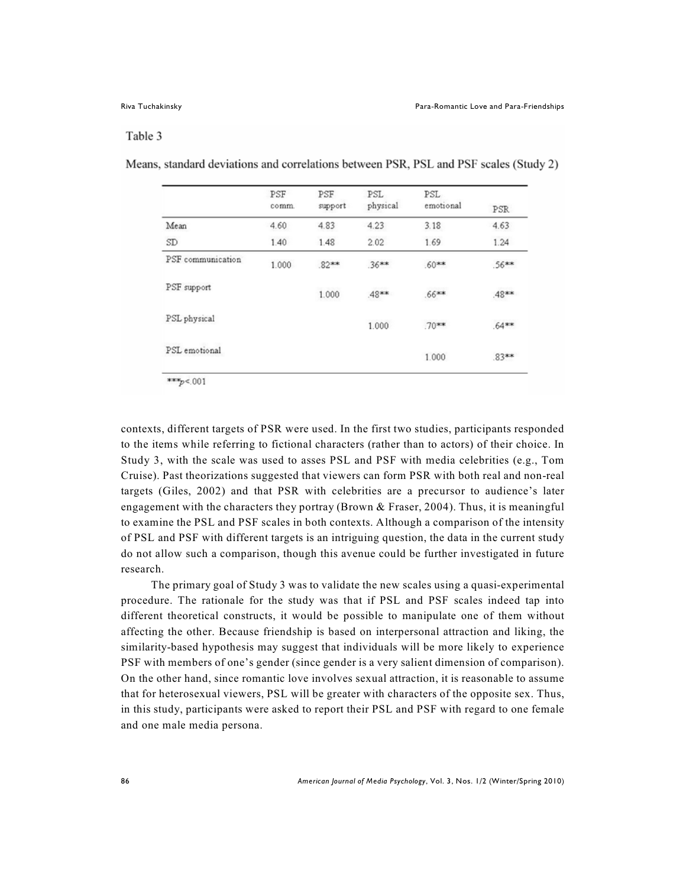Table 3

Means, standard deviations and correlations between PSR, PSL and PSF scales (Study 2)

| | PSF comm. | PSF support | PSL physical | PSL emotional | PSR |
|---|---|---|---|---|---|
| Mean | 4.60 | 4.83 | 4.23 | 3.18 | 4.63 |
| SD | 1.40 | 1.48 | 2.02 | 1.69 | 1.24 |
| PSF communication | 1.000 | .82** | .36** | .60** | .56** |
| PSF support | | 1.000 | .48** | .66** | .48** |
| PSL physical | | | 1.000 | .70** | .64** |
| PSL emotional | | | | 1.000 | .83** |

***$p$<.001

contexts, different targets of PSR were used. In the first two studies, participants responded to the items while referring to fictional characters (rather than to actors) of their choice. In Study 3, with the scale was used to asses PSL and PSF with media celebrities (e.g., Tom Cruise). Past theorizations suggested that viewers can form PSR with both real and non-real targets (Giles, 2002) and that PSR with celebrities are a precursor to audience's later engagement with the characters they portray (Brown & Fraser, 2004). Thus, it is meaningful to examine the PSL and PSF scales in both contexts. Although a comparison of the intensity of PSL and PSF with different targets is an intriguing question, the data in the current study do not allow such a comparison, though this avenue could be further investigated in future research.

The primary goal of Study 3 was to validate the new scales using a quasi-experimental procedure. The rationale for the study was that if PSL and PSF scales indeed tap into different theoretical constructs, it would be possible to manipulate one of them without affecting the other. Because friendship is based on interpersonal attraction and liking, the similarity-based hypothesis may suggest that individuals will be more likely to experience PSF with members of one's gender (since gender is a very salient dimension of comparison). On the other hand, since romantic love involves sexual attraction, it is reasonable to assume that for heterosexual viewers, PSL will be greater with characters of the opposite sex. Thus, in this study, participants were asked to report their PSL and PSF with regard to one female and one male media persona.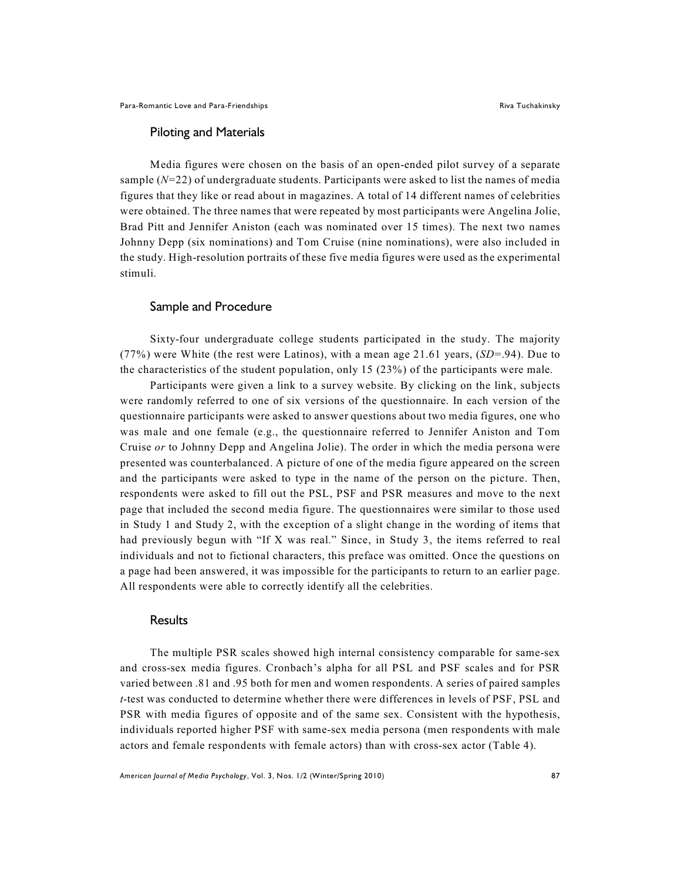## Piloting and Materials

Media figures were chosen on the basis of an open-ended pilot survey of a separate sample ($N$=22) of undergraduate students. Participants were asked to list the names of media figures that they like or read about in magazines. A total of 14 different names of celebrities were obtained. The three names that were repeated by most participants were Angelina Jolie, Brad Pitt and Jennifer Aniston (each was nominated over 15 times). The next two names Johnny Depp (six nominations) and Tom Cruise (nine nominations), were also included in the study. High-resolution portraits of these five media figures were used as the experimental stimuli.

## Sample and Procedure

Sixty-four undergraduate college students participated in the study. The majority (77%) were White (the rest were Latinos), with a mean age 21.61 years, ($SD$=.94). Due to the characteristics of the student population, only 15 (23%) of the participants were male.

Participants were given a link to a survey website. By clicking on the link, subjects were randomly referred to one of six versions of the questionnaire. In each version of the questionnaire participants were asked to answer questions about two media figures, one who was male and one female (e.g., the questionnaire referred to Jennifer Aniston and Tom Cruise *or* to Johnny Depp and Angelina Jolie). The order in which the media persona were presented was counterbalanced. A picture of one of the media figure appeared on the screen and the participants were asked to type in the name of the person on the picture. Then, respondents were asked to fill out the PSL, PSF and PSR measures and move to the next page that included the second media figure. The questionnaires were similar to those used in Study 1 and Study 2, with the exception of a slight change in the wording of items that had previously begun with "If X was real." Since, in Study 3, the items referred to real individuals and not to fictional characters, this preface was omitted. Once the questions on a page had been answered, it was impossible for the participants to return to an earlier page. All respondents were able to correctly identify all the celebrities.

## Results

The multiple PSR scales showed high internal consistency comparable for same-sex and cross-sex media figures. Cronbach's alpha for all PSL and PSF scales and for PSR varied between .81 and .95 both for men and women respondents. A series of paired samples $t$-test was conducted to determine whether there were differences in levels of PSF, PSL and PSR with media figures of opposite and of the same sex. Consistent with the hypothesis, individuals reported higher PSF with same-sex media persona (men respondents with male actors and female respondents with female actors) than with cross-sex actor (Table 4).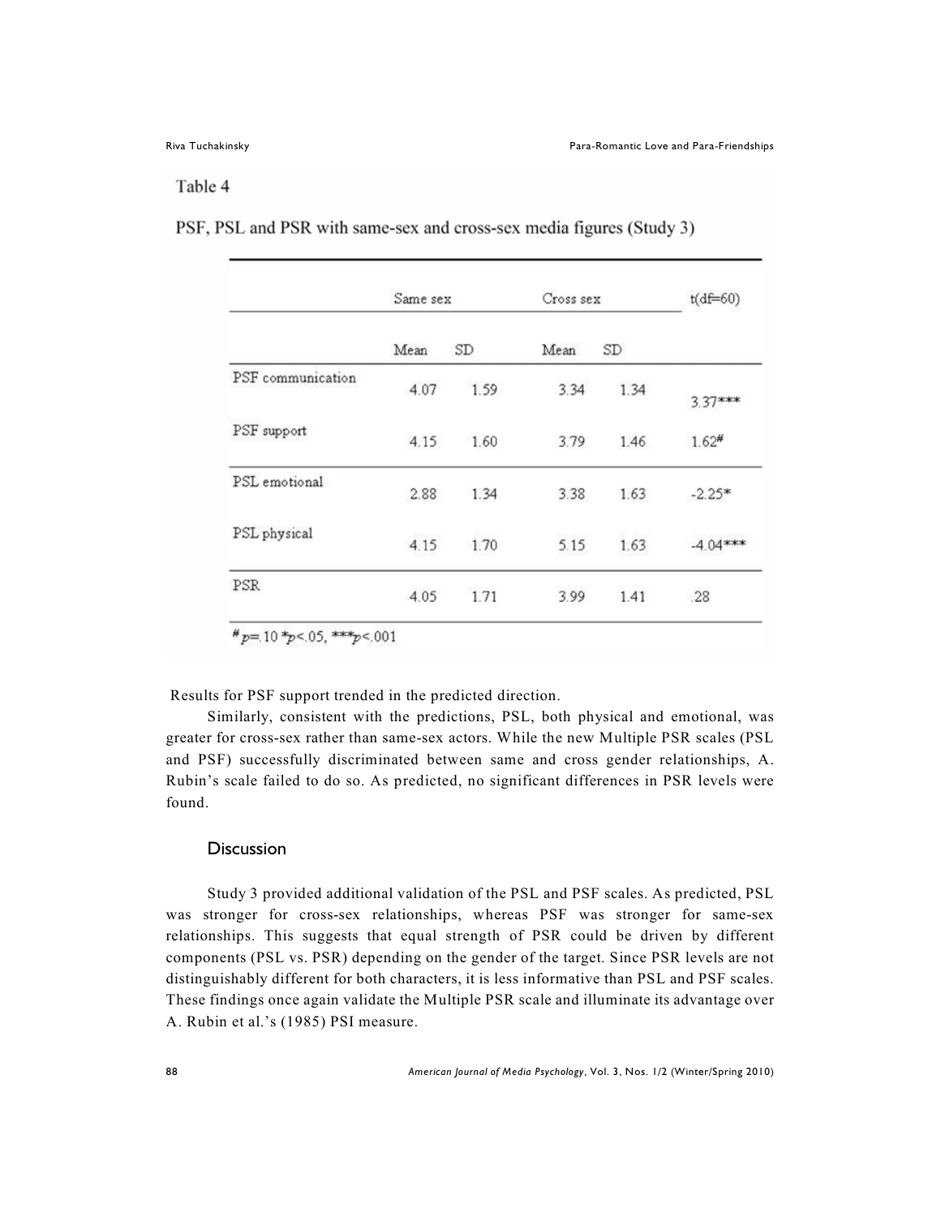Table 4

PSF, PSL and PSR with same-sex and cross-sex media figures (Study 3)

| | Same sex | | Cross sex | | t(df=60) |
|---|---|---|---|---|---|
| | Mean | SD | Mean | SD | |
| PSF communication | 4.07 | 1.59 | 3.34 | 1.34 | 3.37*** |
| PSF support | 4.15 | 1.60 | 3.79 | 1.46 | 1.62# |
| PSL emotional | 2.88 | 1.34 | 3.38 | 1.63 | -2.25* |
| PSL physical | 4.15 | 1.70 | 5.15 | 1.63 | -4.04*** |
| PSR | 4.05 | 1.71 | 3.99 | 1.41 | .28 |

# $p=.10$ * $p<.05$, *** $p<.001$

Results for PSF support trended in the predicted direction.

Similarly, consistent with the predictions, PSL, both physical and emotional, was greater for cross-sex rather than same-sex actors. While the new Multiple PSR scales (PSL and PSF) successfully discriminated between same and cross gender relationships, A. Rubin's scale failed to do so. As predicted, no significant differences in PSR levels were found.

## Discussion

Study 3 provided additional validation of the PSL and PSF scales. As predicted, PSL was stronger for cross-sex relationships, whereas PSF was stronger for same-sex relationships. This suggests that equal strength of PSR could be driven by different components (PSL vs. PSR) depending on the gender of the target. Since PSR levels are not distinguishably different for both characters, it is less informative than PSL and PSF scales. These findings once again validate the Multiple PSR scale and illuminate its advantage over A. Rubin et al.'s (1985) PSI measure.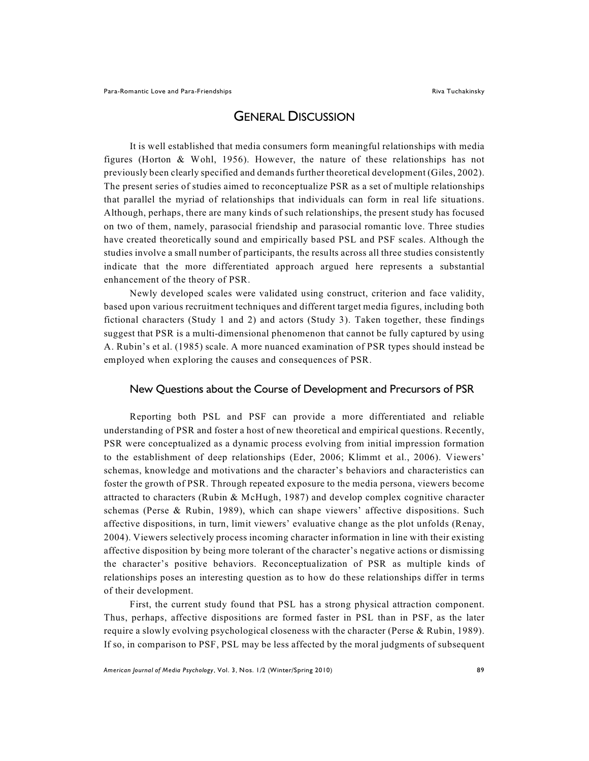# General Discussion

It is well established that media consumers form meaningful relationships with media figures (Horton & Wohl, 1956). However, the nature of these relationships has not previously been clearly specified and demands further theoretical development (Giles, 2002). The present series of studies aimed to reconceptualize PSR as a set of multiple relationships that parallel the myriad of relationships that individuals can form in real life situations. Although, perhaps, there are many kinds of such relationships, the present study has focused on two of them, namely, parasocial friendship and parasocial romantic love. Three studies have created theoretically sound and empirically based PSL and PSF scales. Although the studies involve a small number of participants, the results across all three studies consistently indicate that the more differentiated approach argued here represents a substantial enhancement of the theory of PSR.

Newly developed scales were validated using construct, criterion and face validity, based upon various recruitment techniques and different target media figures, including both fictional characters (Study 1 and 2) and actors (Study 3). Taken together, these findings suggest that PSR is a multi-dimensional phenomenon that cannot be fully captured by using A. Rubin's et al. (1985) scale. A more nuanced examination of PSR types should instead be employed when exploring the causes and consequences of PSR.

## New Questions about the Course of Development and Precursors of PSR

Reporting both PSL and PSF can provide a more differentiated and reliable understanding of PSR and foster a host of new theoretical and empirical questions. Recently, PSR were conceptualized as a dynamic process evolving from initial impression formation to the establishment of deep relationships (Eder, 2006; Klimmt et al., 2006). Viewers' schemas, knowledge and motivations and the character's behaviors and characteristics can foster the growth of PSR. Through repeated exposure to the media persona, viewers become attracted to characters (Rubin & McHugh, 1987) and develop complex cognitive character schemas (Perse & Rubin, 1989), which can shape viewers' affective dispositions. Such affective dispositions, in turn, limit viewers' evaluative change as the plot unfolds (Renay, 2004). Viewers selectively process incoming character information in line with their existing affective disposition by being more tolerant of the character's negative actions or dismissing the character's positive behaviors. Reconceptualization of PSR as multiple kinds of relationships poses an interesting question as to how do these relationships differ in terms of their development.

First, the current study found that PSL has a strong physical attraction component. Thus, perhaps, affective dispositions are formed faster in PSL than in PSF, as the later require a slowly evolving psychological closeness with the character (Perse & Rubin, 1989). If so, in comparison to PSF, PSL may be less affected by the moral judgments of subsequent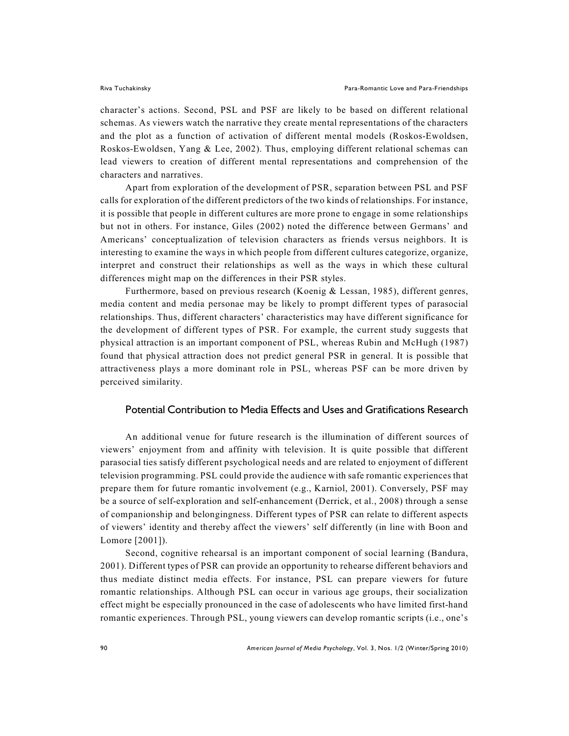character's actions. Second, PSL and PSF are likely to be based on different relational schemas. As viewers watch the narrative they create mental representations of the characters and the plot as a function of activation of different mental models (Roskos-Ewoldsen, Roskos-Ewoldsen, Yang & Lee, 2002). Thus, employing different relational schemas can lead viewers to creation of different mental representations and comprehension of the characters and narratives.

Apart from exploration of the development of PSR, separation between PSL and PSF calls for exploration of the different predictors of the two kinds of relationships. For instance, it is possible that people in different cultures are more prone to engage in some relationships but not in others. For instance, Giles (2002) noted the difference between Germans' and Americans' conceptualization of television characters as friends versus neighbors. It is interesting to examine the ways in which people from different cultures categorize, organize, interpret and construct their relationships as well as the ways in which these cultural differences might map on the differences in their PSR styles.

Furthermore, based on previous research (Koenig & Lessan, 1985), different genres, media content and media personae may be likely to prompt different types of parasocial relationships. Thus, different characters' characteristics may have different significance for the development of different types of PSR. For example, the current study suggests that physical attraction is an important component of PSL, whereas Rubin and McHugh (1987) found that physical attraction does not predict general PSR in general. It is possible that attractiveness plays a more dominant role in PSL, whereas PSF can be more driven by perceived similarity.

## Potential Contribution to Media Effects and Uses and Gratifications Research

An additional venue for future research is the illumination of different sources of viewers' enjoyment from and affinity with television. It is quite possible that different parasocial ties satisfy different psychological needs and are related to enjoyment of different television programming. PSL could provide the audience with safe romantic experiences that prepare them for future romantic involvement (e.g., Karniol, 2001). Conversely, PSF may be a source of self-exploration and self-enhancement (Derrick, et al., 2008) through a sense of companionship and belongingness. Different types of PSR can relate to different aspects of viewers' identity and thereby affect the viewers' self differently (in line with Boon and Lomore [2001]).

Second, cognitive rehearsal is an important component of social learning (Bandura, 2001). Different types of PSR can provide an opportunity to rehearse different behaviors and thus mediate distinct media effects. For instance, PSL can prepare viewers for future romantic relationships. Although PSL can occur in various age groups, their socialization effect might be especially pronounced in the case of adolescents who have limited first-hand romantic experiences. Through PSL, young viewers can develop romantic scripts (i.e., one's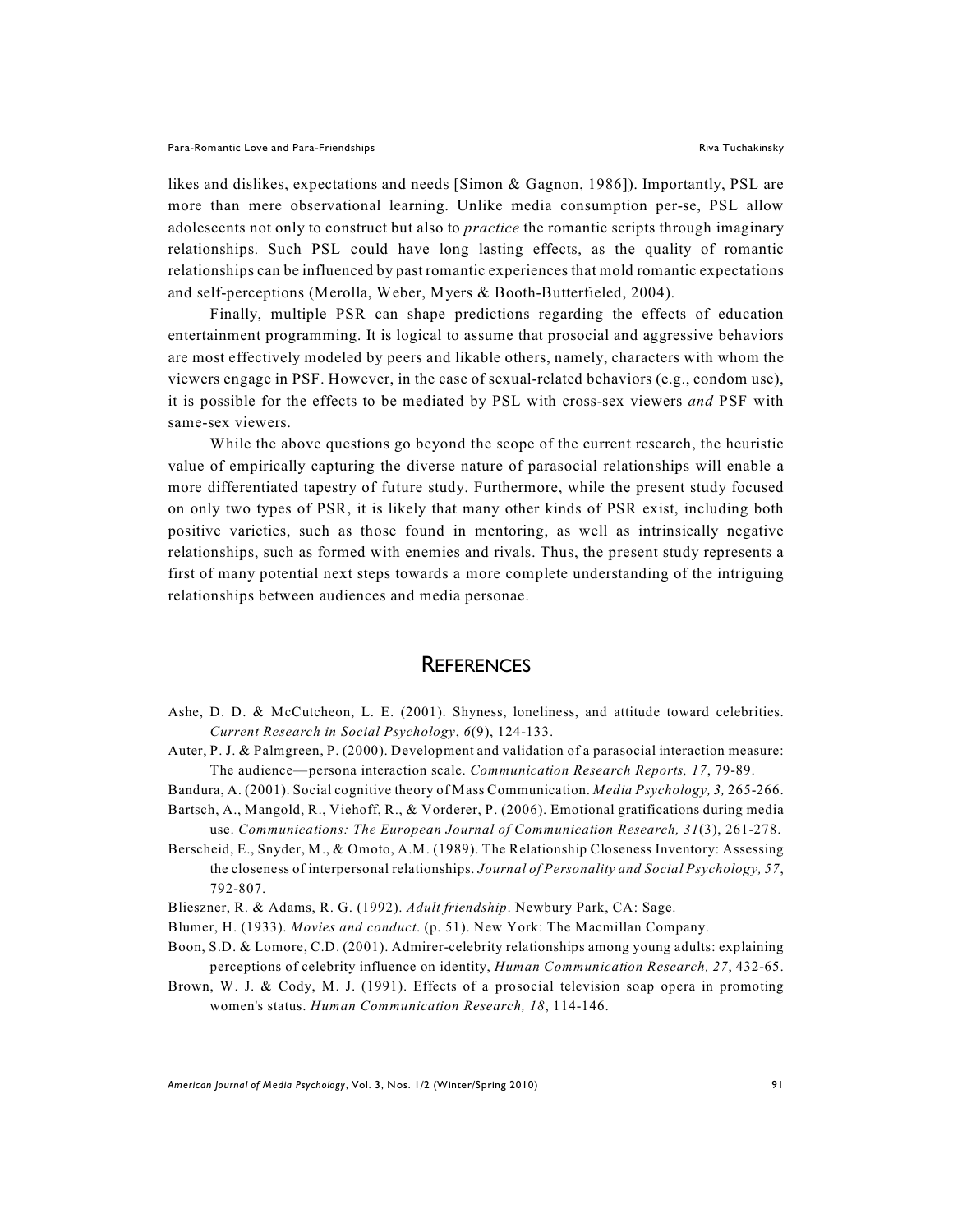likes and dislikes, expectations and needs [Simon & Gagnon, 1986]). Importantly, PSL are more than mere observational learning. Unlike media consumption per-se, PSL allow adolescents not only to construct but also to *practice* the romantic scripts through imaginary relationships. Such PSL could have long lasting effects, as the quality of romantic relationships can be influenced by past romantic experiences that mold romantic expectations and self-perceptions (Merolla, Weber, Myers & Booth-Butterfieled, 2004).

Finally, multiple PSR can shape predictions regarding the effects of education entertainment programming. It is logical to assume that prosocial and aggressive behaviors are most effectively modeled by peers and likable others, namely, characters with whom the viewers engage in PSF. However, in the case of sexual-related behaviors (e.g., condom use), it is possible for the effects to be mediated by PSL with cross-sex viewers *and* PSF with same-sex viewers.

While the above questions go beyond the scope of the current research, the heuristic value of empirically capturing the diverse nature of parasocial relationships will enable a more differentiated tapestry of future study. Furthermore, while the present study focused on only two types of PSR, it is likely that many other kinds of PSR exist, including both positive varieties, such as those found in mentoring, as well as intrinsically negative relationships, such as formed with enemies and rivals. Thus, the present study represents a first of many potential next steps towards a more complete understanding of the intriguing relationships between audiences and media personae.

## References

Ashe, D. D. & McCutcheon, L. E. (2001). Shyness, loneliness, and attitude toward celebrities. *Current Research in Social Psychology*, *6*(9), 124-133.

Auter, P. J. & Palmgreen, P. (2000). Development and validation of a parasocial interaction measure: The audience—persona interaction scale. *Communication Research Reports, 17*, 79-89.

Bandura, A. (2001). Social cognitive theory of Mass Communication. *Media Psychology, 3,* 265-266.

Bartsch, A., Mangold, R., Viehoff, R., & Vorderer, P. (2006). Emotional gratifications during media use. *Communications: The European Journal of Communication Research, 31*(3), 261-278.

Berscheid, E., Snyder, M., & Omoto, A.M. (1989). The Relationship Closeness Inventory: Assessing the closeness of interpersonal relationships. *Journal of Personality and Social Psychology, 57*, 792-807.

Blieszner, R. & Adams, R. G. (1992). *Adult friendship*. Newbury Park, CA: Sage.

Blumer, H. (1933). *Movies and conduct*. (p. 51). New York: The Macmillan Company.

Boon, S.D. & Lomore, C.D. (2001). Admirer-celebrity relationships among young adults: explaining perceptions of celebrity influence on identity, *Human Communication Research, 27*, 432-65.

Brown, W. J. & Cody, M. J. (1991). Effects of a prosocial television soap opera in promoting women's status. *Human Communication Research, 18*, 114-146.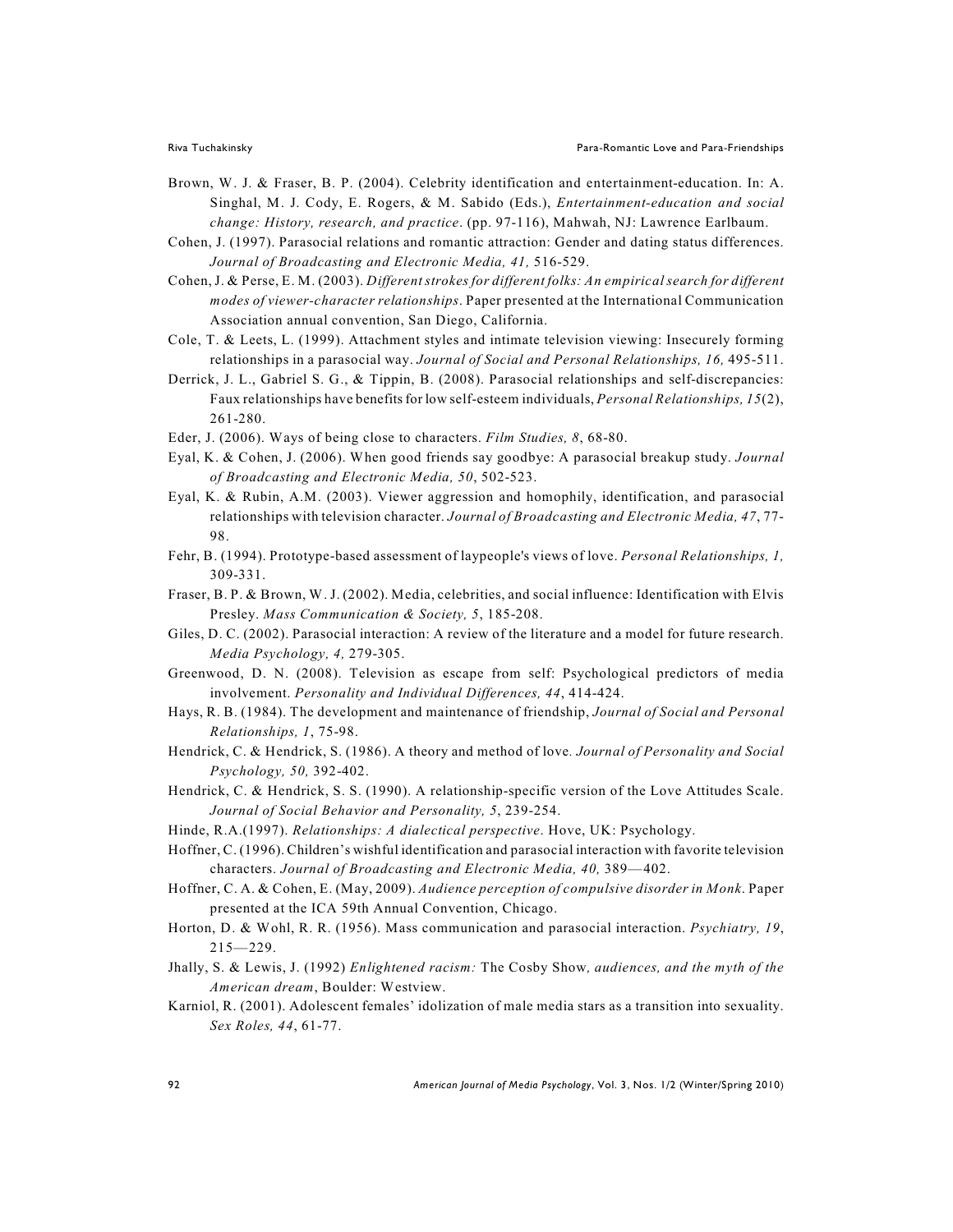Brown, W. J. & Fraser, B. P. (2004). Celebrity identification and entertainment-education. In: A. Singhal, M. J. Cody, E. Rogers, & M. Sabido (Eds.), *Entertainment-education and social change: History, research, and practice*. (pp. 97-116), Mahwah, NJ: Lawrence Earlbaum.

Cohen, J. (1997). Parasocial relations and romantic attraction: Gender and dating status differences. *Journal of Broadcasting and Electronic Media, 41,* 516-529.

Cohen, J. & Perse, E. M. (2003). *Different strokes for different folks: An empirical search for different modes of viewer-character relationships*. Paper presented at the International Communication Association annual convention, San Diego, California.

Cole, T. & Leets, L. (1999). Attachment styles and intimate television viewing: Insecurely forming relationships in a parasocial way. *Journal of Social and Personal Relationships, 16,* 495-511.

Derrick, J. L., Gabriel S. G., & Tippin, B. (2008). Parasocial relationships and self-discrepancies: Faux relationships have benefits for low self-esteem individuals, *Personal Relationships, 15*(2), 261-280.

Eder, J. (2006). Ways of being close to characters. *Film Studies, 8*, 68-80.

Eyal, K. & Cohen, J. (2006). When good friends say goodbye: A parasocial breakup study. *Journal of Broadcasting and Electronic Media, 50*, 502-523.

Eyal, K. & Rubin, A.M. (2003). Viewer aggression and homophily, identification, and parasocial relationships with television character. *Journal of Broadcasting and Electronic Media, 47*, 77-98.

Fehr, B. (1994). Prototype-based assessment of laypeople's views of love. *Personal Relationships, 1,* 309-331.

Fraser, B. P. & Brown, W. J. (2002). Media, celebrities, and social influence: Identification with Elvis Presley. *Mass Communication & Society, 5*, 185-208.

Giles, D. C. (2002). Parasocial interaction: A review of the literature and a model for future research. *Media Psychology, 4,* 279-305.

Greenwood, D. N. (2008). Television as escape from self: Psychological predictors of media involvement. *Personality and Individual Differences, 44*, 414-424.

Hays, R. B. (1984). The development and maintenance of friendship, *Journal of Social and Personal Relationships, 1*, 75-98.

Hendrick, C. & Hendrick, S. (1986). A theory and method of love*. Journal of Personality and Social Psychology, 50,* 392-402.

Hendrick, C. & Hendrick, S. S. (1990). A relationship-specific version of the Love Attitudes Scale. *Journal of Social Behavior and Personality, 5*, 239-254.

Hinde, R.A.(1997). *Relationships: A dialectical perspective*. Hove, UK: Psychology.

Hoffner, C. (1996). Children's wishful identification and parasocial interaction with favorite television characters. *Journal of Broadcasting and Electronic Media, 40,* 389—402.

Hoffner, C. A. & Cohen, E. (May, 2009). *Audience perception of compulsive disorder in Monk*. Paper presented at the ICA 59th Annual Convention, Chicago.

Horton, D. & Wohl, R. R. (1956). Mass communication and parasocial interaction. *Psychiatry, 19*, 215—229.

Jhally, S. & Lewis, J. (1992) *Enlightened racism:* The Cosby Show*, audiences, and the myth of the American dream*, Boulder: Westview.

Karniol, R. (2001). Adolescent females' idolization of male media stars as a transition into sexuality. *Sex Roles, 44*, 61-77.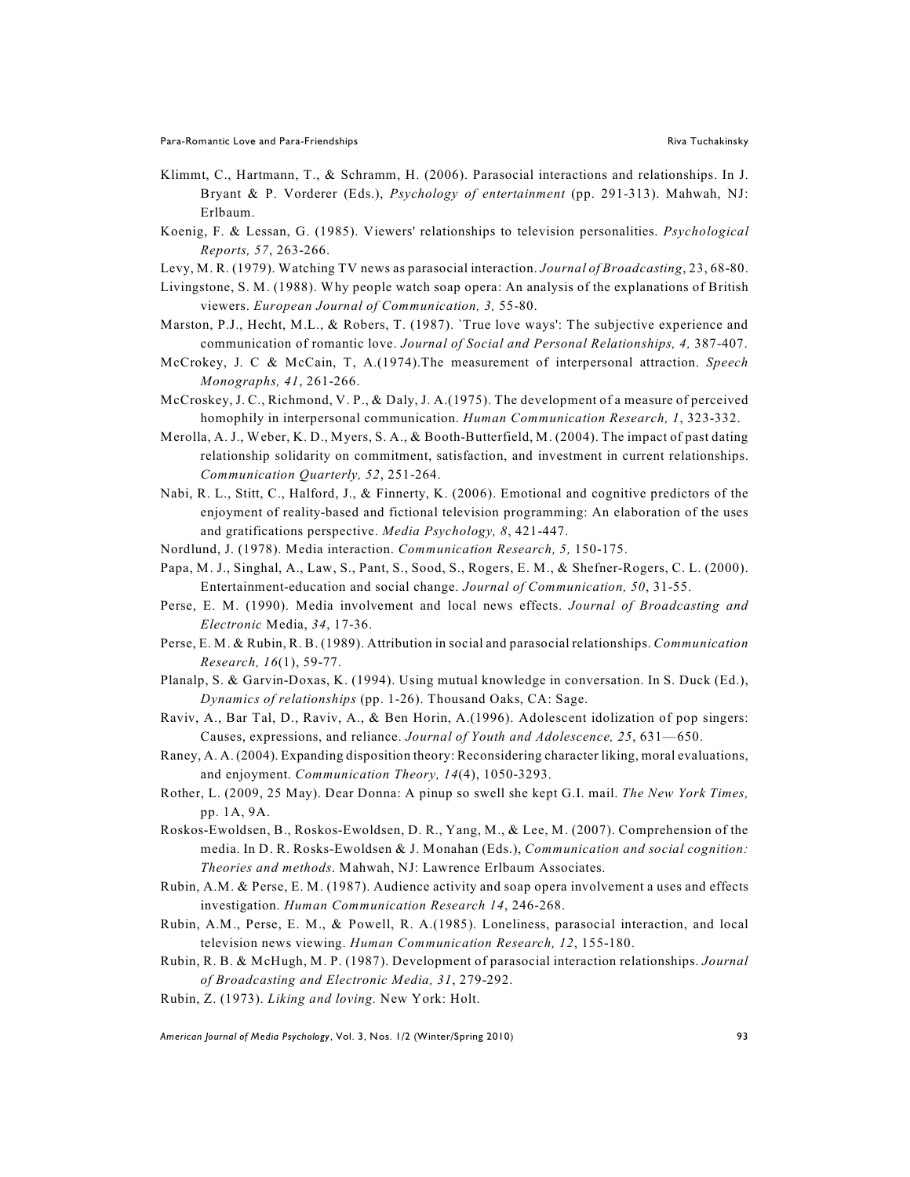Klimmt, C., Hartmann, T., & Schramm, H. (2006). Parasocial interactions and relationships. In J. Bryant & P. Vorderer (Eds.), *Psychology of entertainment* (pp. 291-313). Mahwah, NJ: Erlbaum.

Koenig, F. & Lessan, G. (1985). Viewers' relationships to television personalities. *Psychological Reports, 57*, 263-266.

Levy, M. R. (1979). Watching TV news as parasocial interaction. *Journal of Broadcasting*, 23, 68-80.

Livingstone, S. M. (1988). Why people watch soap opera: An analysis of the explanations of British viewers. *European Journal of Communication, 3,* 55-80.

Marston, P.J., Hecht, M.L., & Robers, T. (1987). `True love ways': The subjective experience and communication of romantic love. *Journal of Social and Personal Relationships, 4,* 387-407.

McCrokey, J. C & McCain, T, A.(1974).The measurement of interpersonal attraction. *Speech Monographs, 41*, 261-266.

McCroskey, J. C., Richmond, V. P., & Daly, J. A.(1975). The development of a measure of perceived homophily in interpersonal communication. *Human Communication Research, 1*, 323-332.

Merolla, A. J., Weber, K. D., Myers, S. A., & Booth-Butterfield, M. (2004). The impact of past dating relationship solidarity on commitment, satisfaction, and investment in current relationships. *Communication Quarterly, 52*, 251-264.

Nabi, R. L., Stitt, C., Halford, J., & Finnerty, K. (2006). Emotional and cognitive predictors of the enjoyment of reality-based and fictional television programming: An elaboration of the uses and gratifications perspective. *Media Psychology, 8*, 421-447.

Nordlund, J. (1978). Media interaction. *Communication Research, 5,* 150-175.

Papa, M. J., Singhal, A., Law, S., Pant, S., Sood, S., Rogers, E. M., & Shefner-Rogers, C. L. (2000). Entertainment-education and social change. *Journal of Communication, 50*, 31-55.

Perse, E. M. (1990). Media involvement and local news effects. *Journal of Broadcasting and Electronic* Media, *34*, 17-36.

Perse, E. M. & Rubin, R. B. (1989). Attribution in social and parasocial relationships. *Communication Research, 16*(1), 59-77.

Planalp, S. & Garvin-Doxas, K. (1994). Using mutual knowledge in conversation. In S. Duck (Ed.), *Dynamics of relationships* (pp. 1-26). Thousand Oaks, CA: Sage.

Raviv, A., Bar Tal, D., Raviv, A., & Ben Horin, A.(1996). Adolescent idolization of pop singers: Causes, expressions, and reliance. *Journal of Youth and Adolescence, 25*, 631—650.

Raney, A. A. (2004). Expanding disposition theory: Reconsidering character liking, moral evaluations, and enjoyment. *Communication Theory, 14*(4), 1050-3293.

Rother, L. (2009, 25 May). Dear Donna: A pinup so swell she kept G.I. mail. *The New York Times,* pp. 1A, 9A.

Roskos-Ewoldsen, B., Roskos-Ewoldsen, D. R., Yang, M., & Lee, M. (2007). Comprehension of the media. In D. R. Rosks-Ewoldsen & J. Monahan (Eds.), *Communication and social cognition: Theories and methods*. Mahwah, NJ: Lawrence Erlbaum Associates.

Rubin, A.M. & Perse, E. M. (1987). Audience activity and soap opera involvement a uses and effects investigation. *Human Communication Research 14*, 246-268.

Rubin, A.M., Perse, E. M., & Powell, R. A.(1985). Loneliness, parasocial interaction, and local television news viewing. *Human Communication Research, 12*, 155-180.

Rubin, R. B. & McHugh, M. P. (1987). Development of parasocial interaction relationships. *Journal of Broadcasting and Electronic Media, 31*, 279-292.

Rubin, Z. (1973). *Liking and loving.* New York: Holt.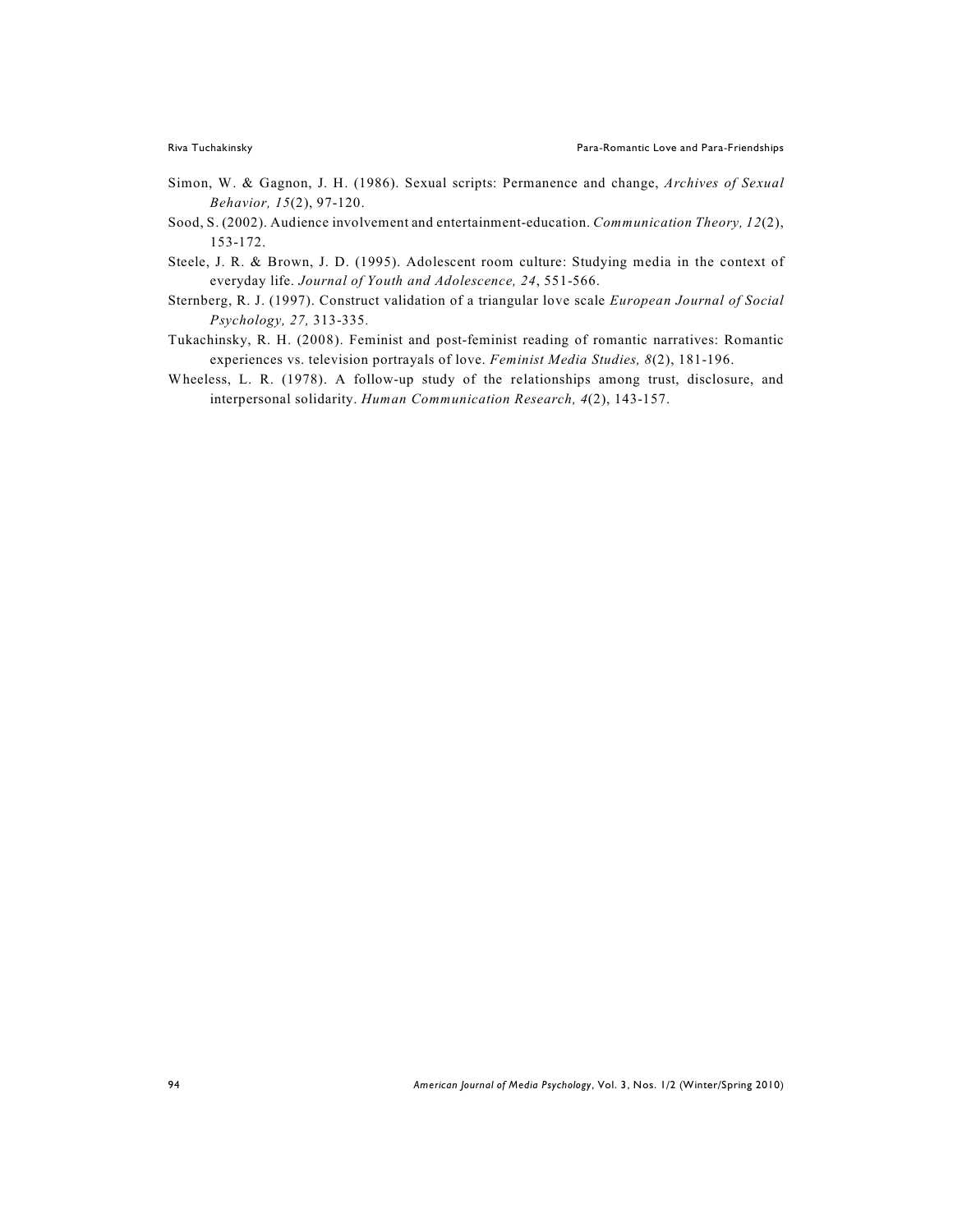Simon, W. & Gagnon, J. H. (1986). Sexual scripts: Permanence and change, *Archives of Sexual Behavior, 15*(2), 97-120.

Sood, S. (2002). Audience involvement and entertainment-education. *Communication Theory, 12*(2), 153-172.

Steele, J. R. & Brown, J. D. (1995). Adolescent room culture: Studying media in the context of everyday life. *Journal of Youth and Adolescence, 24*, 551-566.

Sternberg, R. J. (1997). Construct validation of a triangular love scale *European Journal of Social Psychology, 27,* 313-335.

Tukachinsky, R. H. (2008). Feminist and post-feminist reading of romantic narratives: Romantic experiences vs. television portrayals of love. *Feminist Media Studies, 8*(2), 181-196.

Wheeless, L. R. (1978). A follow-up study of the relationships among trust, disclosure, and interpersonal solidarity. *Human Communication Research, 4*(2), 143-157.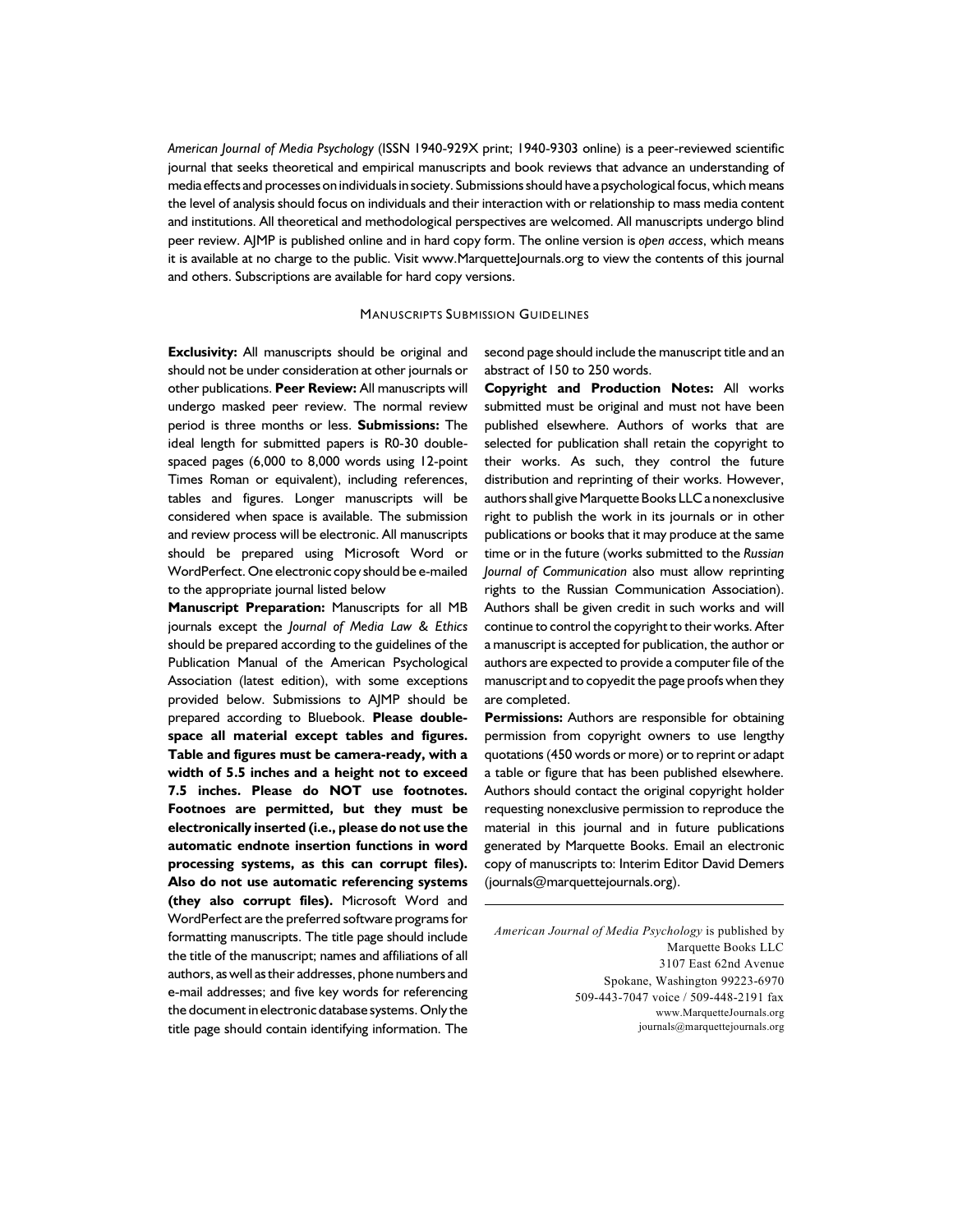*American Journal of Media Psychology* (ISSN 1940-929X print; 1940-9303 online) is a peer-reviewed scientific journal that seeks theoretical and empirical manuscripts and book reviews that advance an understanding of media effects and processes on individuals in society. Submissions should have a psychological focus, which means the level of analysis should focus on individuals and their interaction with or relationship to mass media content and institutions. All theoretical and methodological perspectives are welcomed. All manuscripts undergo blind peer review. AJMP is published online and in hard copy form. The online version is *open access*, which means it is available at no charge to the public. Visit www.MarquetteJournals.org to view the contents of this journal and others. Subscriptions are available for hard copy versions.

## Manuscripts Submission Guidelines

**Exclusivity:** All manuscripts should be original and should not be under consideration at other journals or other publications. **Peer Review:** All manuscripts will undergo masked peer review. The normal review period is three months or less. **Submissions:** The ideal length for submitted papers is R0-30 double-spaced pages (6,000 to 8,000 words using 12-point Times Roman or equivalent), including references, tables and figures. Longer manuscripts will be considered when space is available. The submission and review process will be electronic. All manuscripts should be prepared using Microsoft Word or WordPerfect. One electronic copy should be e-mailed to the appropriate journal listed below

**Manuscript Preparation:** Manuscripts for all MB journals except the *Journal of Media Law & Ethics* should be prepared according to the guidelines of the Publication Manual of the American Psychological Association (latest edition), with some exceptions provided below. Submissions to AJMP should be prepared according to Bluebook. **Please double-space all material except tables and figures. Table and figures must be camera-ready, with a width of 5.5 inches and a height not to exceed 7.5 inches. Please do NOT use footnotes. Footnoes are permitted, but they must be electronically inserted (i.e., please do not use the automatic endnote insertion functions in word processing systems, as this can corrupt files). Also do not use automatic referencing systems (they also corrupt files).** Microsoft Word and WordPerfect are the preferred software programs for formatting manuscripts. The title page should include the title of the manuscript; names and affiliations of all authors, as well as their addresses, phone numbers and e-mail addresses; and five key words for referencing the document in electronic database systems. Only the title page should contain identifying information. The second page should include the manuscript title and an abstract of 150 to 250 words.

**Copyright and Production Notes:** All works submitted must be original and must not have been published elsewhere. Authors of works that are selected for publication shall retain the copyright to their works. As such, they control the future distribution and reprinting of their works. However, authors shall give Marquette Books LLC a nonexclusive right to publish the work in its journals or in other publications or books that it may produce at the same time or in the future (works submitted to the *Russian Journal of Communication* also must allow reprinting rights to the Russian Communication Association). Authors shall be given credit in such works and will continue to control the copyright to their works. After a manuscript is accepted for publication, the author or authors are expected to provide a computer file of the manuscript and to copyedit the page proofs when they are completed.

**Permissions:** Authors are responsible for obtaining permission from copyright owners to use lengthy quotations (450 words or more) or to reprint or adapt a table or figure that has been published elsewhere. Authors should contact the original copyright holder requesting nonexclusive permission to reproduce the material in this journal and in future publications generated by Marquette Books. Email an electronic copy of manuscripts to: Interim Editor David Demers (journals@marquettejournals.org).

*American Journal of Media Psychology* is published by
Marquette Books LLC
3107 East 62nd Avenue
Spokane, Washington 99223-6970
509-443-7047 voice / 509-448-2191 fax
www.MarquetteJournals.org
journals@marquettejournals.org